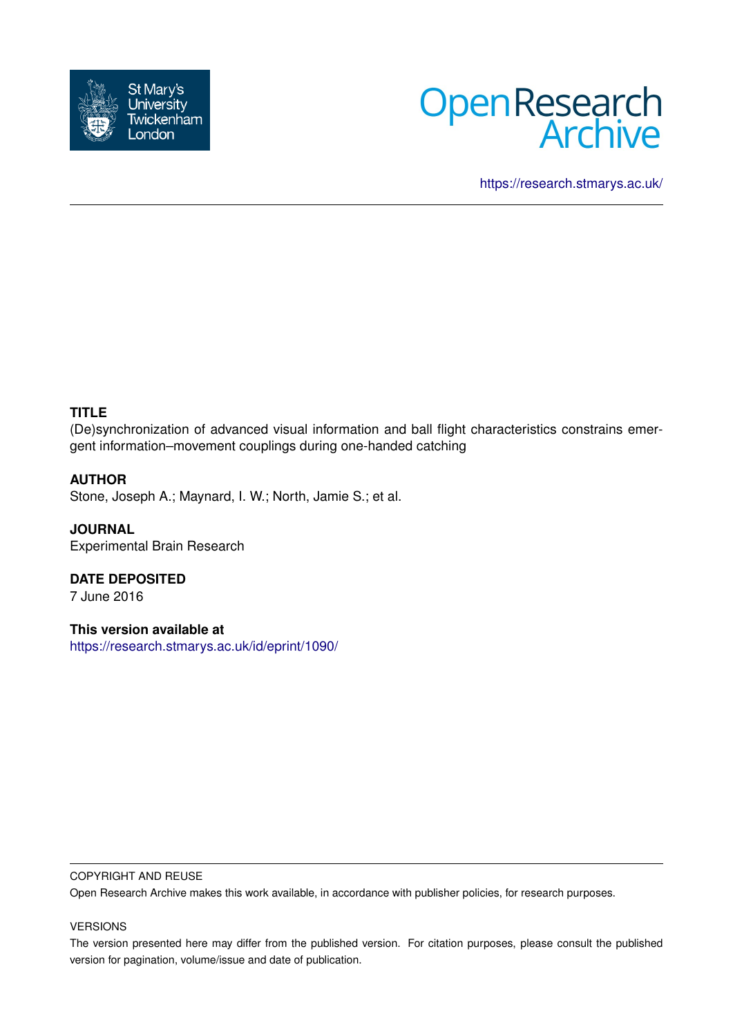St Mary's University Twickenham London

Open Research Archive

https://research.stmarys.ac.uk/

**TITLE**

(De)synchronization of advanced visual information and ball flight characteristics constrains emergent information–movement couplings during one-handed catching

**AUTHOR**

Stone, Joseph A.; Maynard, I. W.; North, Jamie S.; et al.

**JOURNAL**

Experimental Brain Research

**DATE DEPOSITED**

7 June 2016

**This version available at**

https://research.stmarys.ac.uk/id/eprint/1090/

COPYRIGHT AND REUSE

Open Research Archive makes this work available, in accordance with publisher policies, for research purposes.

VERSIONS

The version presented here may differ from the published version. For citation purposes, please consult the published version for pagination, volume/issue and date of publication.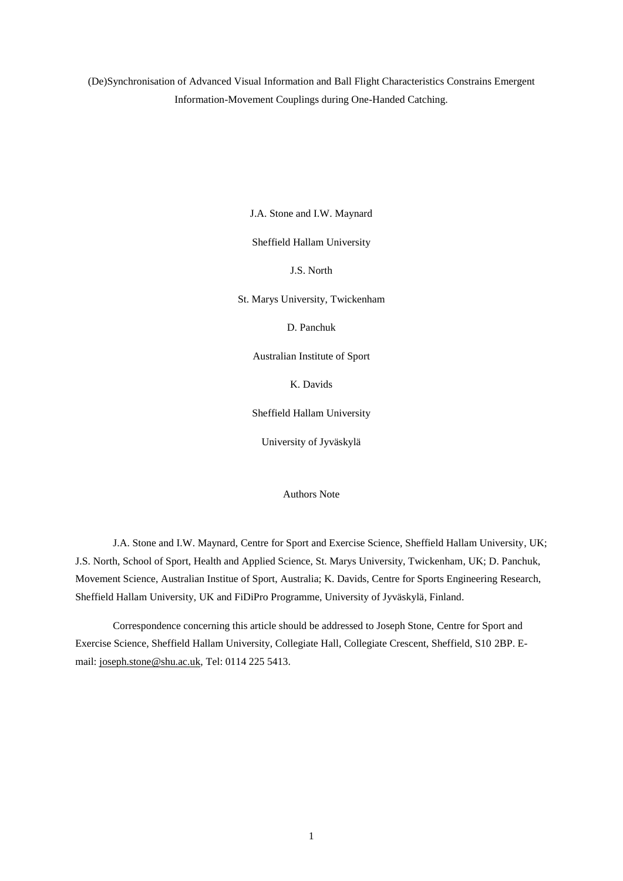(De)Synchronisation of Advanced Visual Information and Ball Flight Characteristics Constrains Emergent Information-Movement Couplings during One-Handed Catching.

J.A. Stone and I.W. Maynard

Sheffield Hallam University

J.S. North

St. Marys University, Twickenham

D. Panchuk

Australian Institute of Sport

K. Davids

Sheffield Hallam University

University of Jyväskylä

Authors Note

J.A. Stone and I.W. Maynard, Centre for Sport and Exercise Science, Sheffield Hallam University, UK; J.S. North, School of Sport, Health and Applied Science, St. Marys University, Twickenham, UK; D. Panchuk, Movement Science, Australian Institue of Sport, Australia; K. Davids, Centre for Sports Engineering Research, Sheffield Hallam University, UK and FiDiPro Programme, University of Jyväskylä, Finland.

Correspondence concerning this article should be addressed to Joseph Stone, Centre for Sport and Exercise Science, Sheffield Hallam University, Collegiate Hall, Collegiate Crescent, Sheffield, S10 2BP. E-mail: joseph.stone@shu.ac.uk, Tel: 0114 225 5413.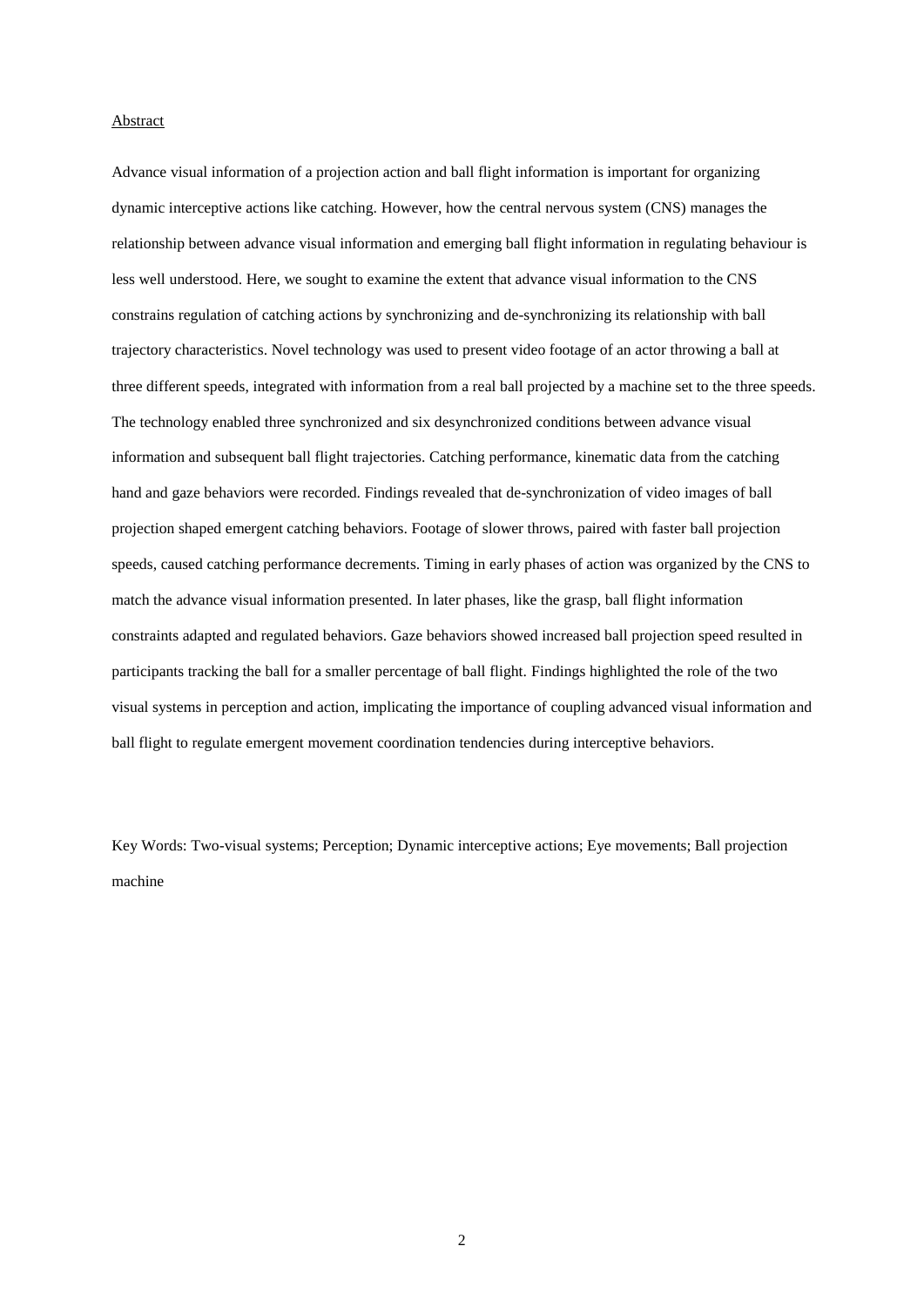Abstract

Advance visual information of a projection action and ball flight information is important for organizing dynamic interceptive actions like catching. However, how the central nervous system (CNS) manages the relationship between advance visual information and emerging ball flight information in regulating behaviour is less well understood. Here, we sought to examine the extent that advance visual information to the CNS constrains regulation of catching actions by synchronizing and de-synchronizing its relationship with ball trajectory characteristics. Novel technology was used to present video footage of an actor throwing a ball at three different speeds, integrated with information from a real ball projected by a machine set to the three speeds. The technology enabled three synchronized and six desynchronized conditions between advance visual information and subsequent ball flight trajectories. Catching performance, kinematic data from the catching hand and gaze behaviors were recorded. Findings revealed that de-synchronization of video images of ball projection shaped emergent catching behaviors. Footage of slower throws, paired with faster ball projection speeds, caused catching performance decrements. Timing in early phases of action was organized by the CNS to match the advance visual information presented. In later phases, like the grasp, ball flight information constraints adapted and regulated behaviors. Gaze behaviors showed increased ball projection speed resulted in participants tracking the ball for a smaller percentage of ball flight. Findings highlighted the role of the two visual systems in perception and action, implicating the importance of coupling advanced visual information and ball flight to regulate emergent movement coordination tendencies during interceptive behaviors.

Key Words: Two-visual systems; Perception; Dynamic interceptive actions; Eye movements; Ball projection machine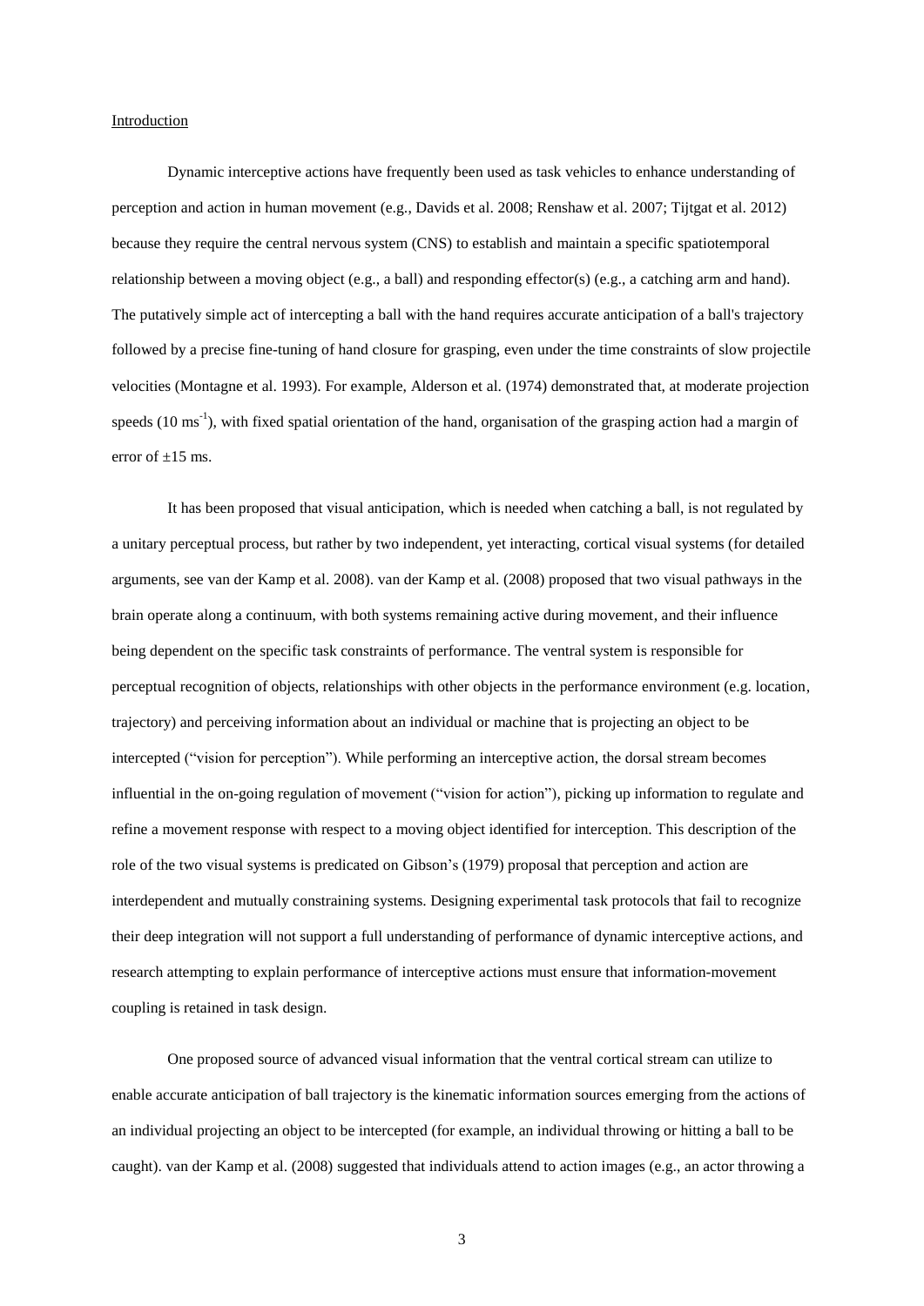## Introduction

Dynamic interceptive actions have frequently been used as task vehicles to enhance understanding of perception and action in human movement (e.g., Davids et al. 2008; Renshaw et al. 2007; Tijtgat et al. 2012) because they require the central nervous system (CNS) to establish and maintain a specific spatiotemporal relationship between a moving object (e.g., a ball) and responding effector(s) (e.g., a catching arm and hand). The putatively simple act of intercepting a ball with the hand requires accurate anticipation of a ball's trajectory followed by a precise fine-tuning of hand closure for grasping, even under the time constraints of slow projectile velocities (Montagne et al. 1993). For example, Alderson et al. (1974) demonstrated that, at moderate projection speeds (10 $ms^{-1}$), with fixed spatial orientation of the hand, organisation of the grasping action had a margin of error of $\pm 15$ ms.

It has been proposed that visual anticipation, which is needed when catching a ball, is not regulated by a unitary perceptual process, but rather by two independent, yet interacting, cortical visual systems (for detailed arguments, see van der Kamp et al. 2008). van der Kamp et al. (2008) proposed that two visual pathways in the brain operate along a continuum, with both systems remaining active during movement, and their influence being dependent on the specific task constraints of performance. The ventral system is responsible for perceptual recognition of objects, relationships with other objects in the performance environment (e.g. location, trajectory) and perceiving information about an individual or machine that is projecting an object to be intercepted ("vision for perception"). While performing an interceptive action, the dorsal stream becomes influential in the on-going regulation of movement ("vision for action"), picking up information to regulate and refine a movement response with respect to a moving object identified for interception. This description of the role of the two visual systems is predicated on Gibson's (1979) proposal that perception and action are interdependent and mutually constraining systems. Designing experimental task protocols that fail to recognize their deep integration will not support a full understanding of performance of dynamic interceptive actions, and research attempting to explain performance of interceptive actions must ensure that information-movement coupling is retained in task design.

One proposed source of advanced visual information that the ventral cortical stream can utilize to enable accurate anticipation of ball trajectory is the kinematic information sources emerging from the actions of an individual projecting an object to be intercepted (for example, an individual throwing or hitting a ball to be caught). van der Kamp et al. (2008) suggested that individuals attend to action images (e.g., an actor throwing a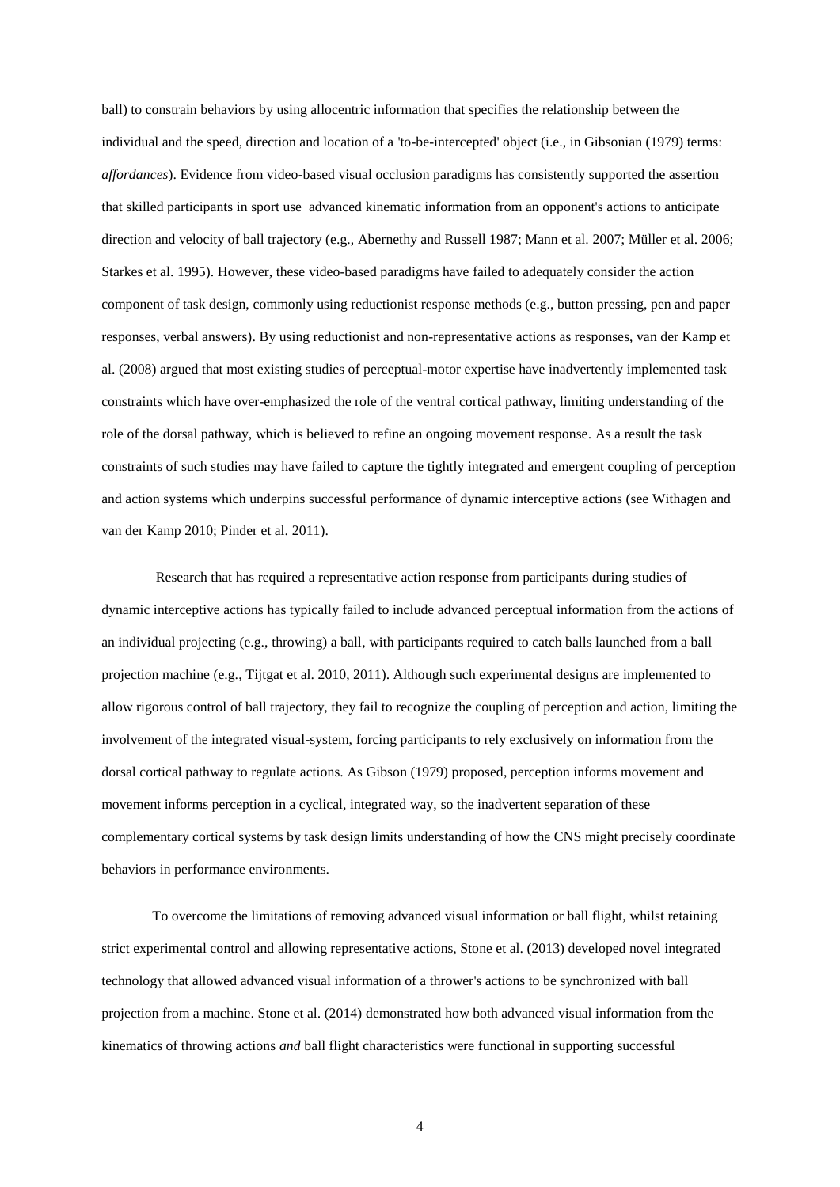ball) to constrain behaviors by using allocentric information that specifies the relationship between the individual and the speed, direction and location of a 'to-be-intercepted' object (i.e., in Gibsonian (1979) terms: *affordances*). Evidence from video-based visual occlusion paradigms has consistently supported the assertion that skilled participants in sport use advanced kinematic information from an opponent's actions to anticipate direction and velocity of ball trajectory (e.g., Abernethy and Russell 1987; Mann et al. 2007; Müller et al. 2006; Starkes et al. 1995). However, these video-based paradigms have failed to adequately consider the action component of task design, commonly using reductionist response methods (e.g., button pressing, pen and paper responses, verbal answers). By using reductionist and non-representative actions as responses, van der Kamp et al. (2008) argued that most existing studies of perceptual-motor expertise have inadvertently implemented task constraints which have over-emphasized the role of the ventral cortical pathway, limiting understanding of the role of the dorsal pathway, which is believed to refine an ongoing movement response. As a result the task constraints of such studies may have failed to capture the tightly integrated and emergent coupling of perception and action systems which underpins successful performance of dynamic interceptive actions (see Withagen and van der Kamp 2010; Pinder et al. 2011).

Research that has required a representative action response from participants during studies of dynamic interceptive actions has typically failed to include advanced perceptual information from the actions of an individual projecting (e.g., throwing) a ball, with participants required to catch balls launched from a ball projection machine (e.g., Tijtgat et al. 2010, 2011). Although such experimental designs are implemented to allow rigorous control of ball trajectory, they fail to recognize the coupling of perception and action, limiting the involvement of the integrated visual-system, forcing participants to rely exclusively on information from the dorsal cortical pathway to regulate actions. As Gibson (1979) proposed, perception informs movement and movement informs perception in a cyclical, integrated way, so the inadvertent separation of these complementary cortical systems by task design limits understanding of how the CNS might precisely coordinate behaviors in performance environments.

To overcome the limitations of removing advanced visual information or ball flight, whilst retaining strict experimental control and allowing representative actions, Stone et al. (2013) developed novel integrated technology that allowed advanced visual information of a thrower's actions to be synchronized with ball projection from a machine. Stone et al. (2014) demonstrated how both advanced visual information from the kinematics of throwing actions *and* ball flight characteristics were functional in supporting successful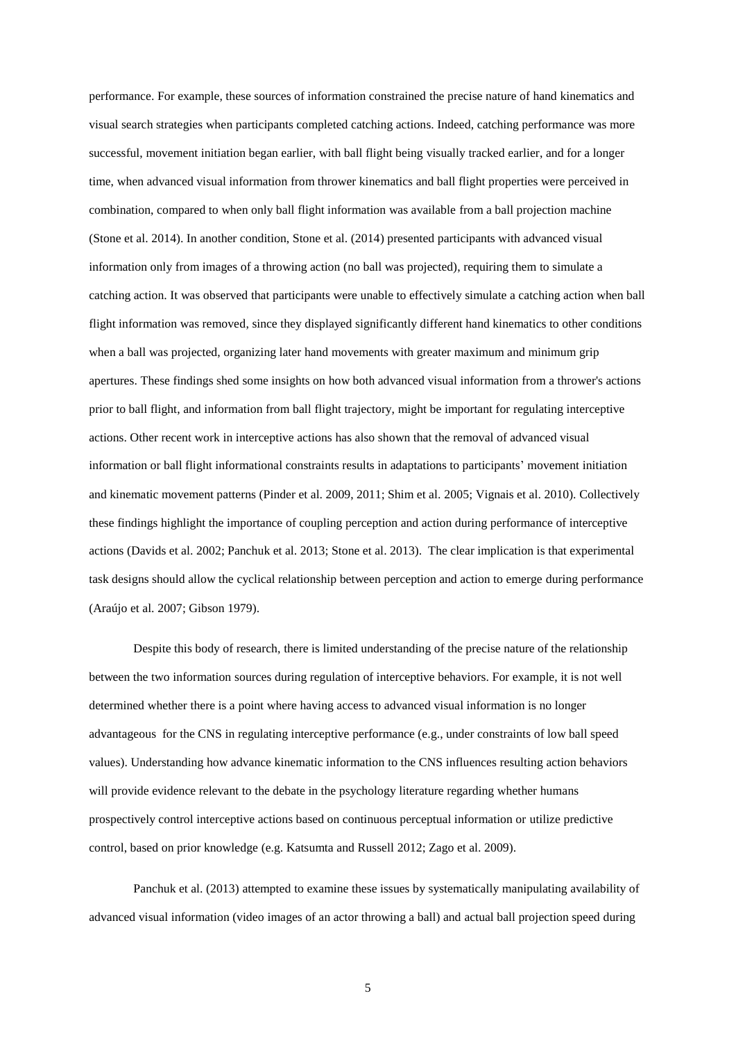performance. For example, these sources of information constrained the precise nature of hand kinematics and visual search strategies when participants completed catching actions. Indeed, catching performance was more successful, movement initiation began earlier, with ball flight being visually tracked earlier, and for a longer time, when advanced visual information from thrower kinematics and ball flight properties were perceived in combination, compared to when only ball flight information was available from a ball projection machine (Stone et al. 2014). In another condition, Stone et al. (2014) presented participants with advanced visual information only from images of a throwing action (no ball was projected), requiring them to simulate a catching action. It was observed that participants were unable to effectively simulate a catching action when ball flight information was removed, since they displayed significantly different hand kinematics to other conditions when a ball was projected, organizing later hand movements with greater maximum and minimum grip apertures. These findings shed some insights on how both advanced visual information from a thrower's actions prior to ball flight, and information from ball flight trajectory, might be important for regulating interceptive actions. Other recent work in interceptive actions has also shown that the removal of advanced visual information or ball flight informational constraints results in adaptations to participants' movement initiation and kinematic movement patterns (Pinder et al. 2009, 2011; Shim et al. 2005; Vignais et al. 2010). Collectively these findings highlight the importance of coupling perception and action during performance of interceptive actions (Davids et al. 2002; Panchuk et al. 2013; Stone et al. 2013). The clear implication is that experimental task designs should allow the cyclical relationship between perception and action to emerge during performance (Araújo et al. 2007; Gibson 1979).

Despite this body of research, there is limited understanding of the precise nature of the relationship between the two information sources during regulation of interceptive behaviors. For example, it is not well determined whether there is a point where having access to advanced visual information is no longer advantageous for the CNS in regulating interceptive performance (e.g., under constraints of low ball speed values). Understanding how advance kinematic information to the CNS influences resulting action behaviors will provide evidence relevant to the debate in the psychology literature regarding whether humans prospectively control interceptive actions based on continuous perceptual information or utilize predictive control, based on prior knowledge (e.g. Katsumta and Russell 2012; Zago et al. 2009).

Panchuk et al. (2013) attempted to examine these issues by systematically manipulating availability of advanced visual information (video images of an actor throwing a ball) and actual ball projection speed during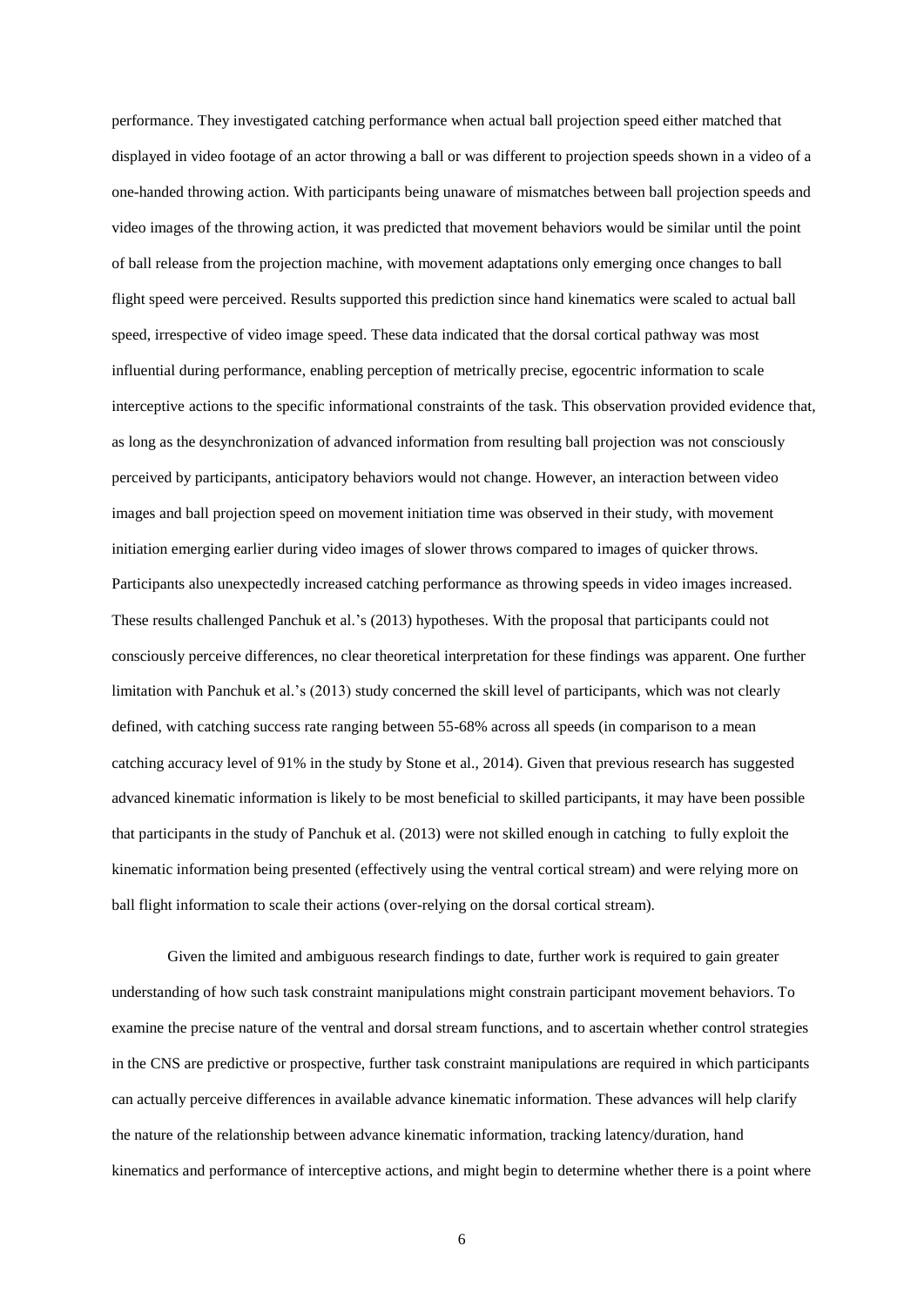performance. They investigated catching performance when actual ball projection speed either matched that displayed in video footage of an actor throwing a ball or was different to projection speeds shown in a video of a one-handed throwing action. With participants being unaware of mismatches between ball projection speeds and video images of the throwing action, it was predicted that movement behaviors would be similar until the point of ball release from the projection machine, with movement adaptations only emerging once changes to ball flight speed were perceived. Results supported this prediction since hand kinematics were scaled to actual ball speed, irrespective of video image speed. These data indicated that the dorsal cortical pathway was most influential during performance, enabling perception of metrically precise, egocentric information to scale interceptive actions to the specific informational constraints of the task. This observation provided evidence that, as long as the desynchronization of advanced information from resulting ball projection was not consciously perceived by participants, anticipatory behaviors would not change. However, an interaction between video images and ball projection speed on movement initiation time was observed in their study, with movement initiation emerging earlier during video images of slower throws compared to images of quicker throws. Participants also unexpectedly increased catching performance as throwing speeds in video images increased. These results challenged Panchuk et al.'s (2013) hypotheses. With the proposal that participants could not consciously perceive differences, no clear theoretical interpretation for these findings was apparent. One further limitation with Panchuk et al.'s (2013) study concerned the skill level of participants, which was not clearly defined, with catching success rate ranging between 55-68% across all speeds (in comparison to a mean catching accuracy level of 91% in the study by Stone et al., 2014). Given that previous research has suggested advanced kinematic information is likely to be most beneficial to skilled participants, it may have been possible that participants in the study of Panchuk et al. (2013) were not skilled enough in catching to fully exploit the kinematic information being presented (effectively using the ventral cortical stream) and were relying more on ball flight information to scale their actions (over-relying on the dorsal cortical stream).

Given the limited and ambiguous research findings to date, further work is required to gain greater understanding of how such task constraint manipulations might constrain participant movement behaviors. To examine the precise nature of the ventral and dorsal stream functions, and to ascertain whether control strategies in the CNS are predictive or prospective, further task constraint manipulations are required in which participants can actually perceive differences in available advance kinematic information. These advances will help clarify the nature of the relationship between advance kinematic information, tracking latency/duration, hand kinematics and performance of interceptive actions, and might begin to determine whether there is a point where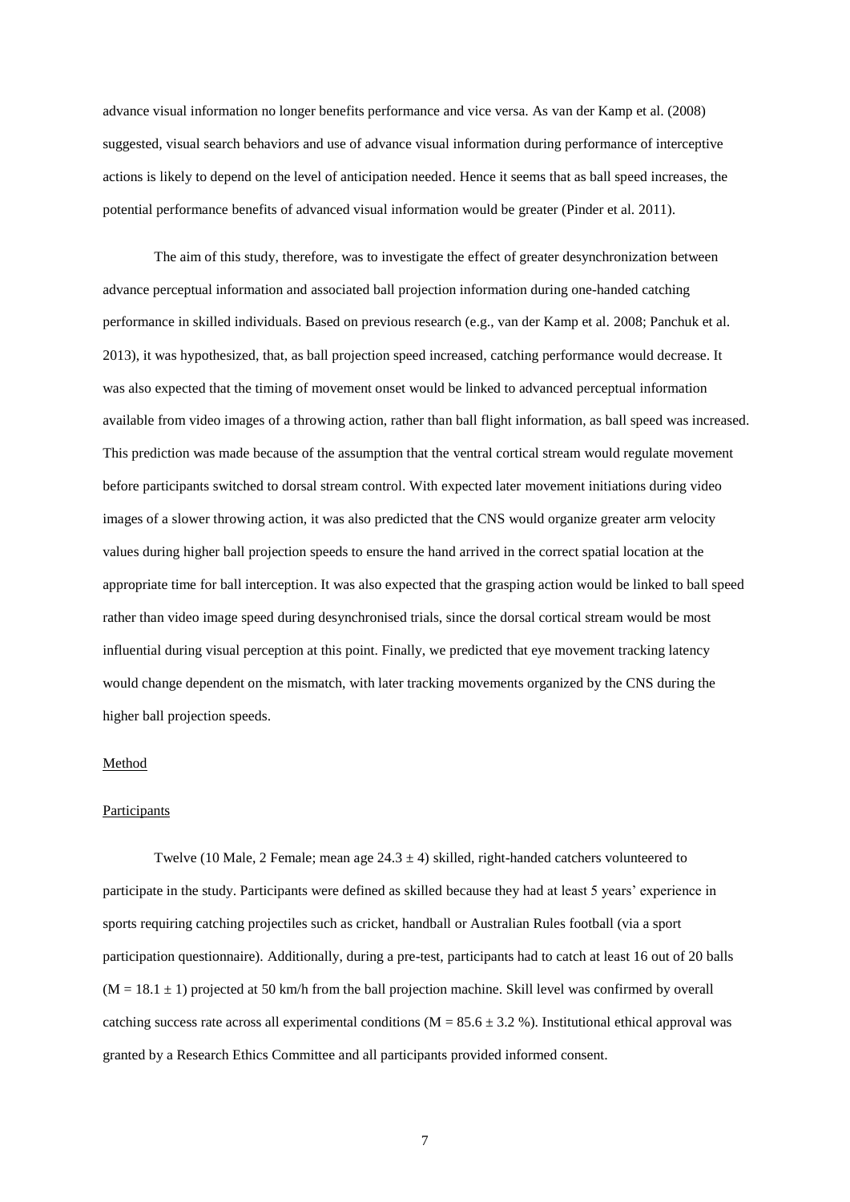advance visual information no longer benefits performance and vice versa. As van der Kamp et al. (2008) suggested, visual search behaviors and use of advance visual information during performance of interceptive actions is likely to depend on the level of anticipation needed. Hence it seems that as ball speed increases, the potential performance benefits of advanced visual information would be greater (Pinder et al. 2011).

The aim of this study, therefore, was to investigate the effect of greater desynchronization between advance perceptual information and associated ball projection information during one-handed catching performance in skilled individuals. Based on previous research (e.g., van der Kamp et al. 2008; Panchuk et al. 2013), it was hypothesized, that, as ball projection speed increased, catching performance would decrease. It was also expected that the timing of movement onset would be linked to advanced perceptual information available from video images of a throwing action, rather than ball flight information, as ball speed was increased. This prediction was made because of the assumption that the ventral cortical stream would regulate movement before participants switched to dorsal stream control. With expected later movement initiations during video images of a slower throwing action, it was also predicted that the CNS would organize greater arm velocity values during higher ball projection speeds to ensure the hand arrived in the correct spatial location at the appropriate time for ball interception. It was also expected that the grasping action would be linked to ball speed rather than video image speed during desynchronised trials, since the dorsal cortical stream would be most influential during visual perception at this point. Finally, we predicted that eye movement tracking latency would change dependent on the mismatch, with later tracking movements organized by the CNS during the higher ball projection speeds.

## Method

### Participants

Twelve (10 Male, 2 Female; mean age $24.3 \pm 4$) skilled, right-handed catchers volunteered to participate in the study. Participants were defined as skilled because they had at least 5 years' experience in sports requiring catching projectiles such as cricket, handball or Australian Rules football (via a sport participation questionnaire). Additionally, during a pre-test, participants had to catch at least 16 out of 20 balls ($M = 18.1 \pm 1$) projected at 50 km/h from the ball projection machine. Skill level was confirmed by overall catching success rate across all experimental conditions ($M = 85.6 \pm 3.2$ %). Institutional ethical approval was granted by a Research Ethics Committee and all participants provided informed consent.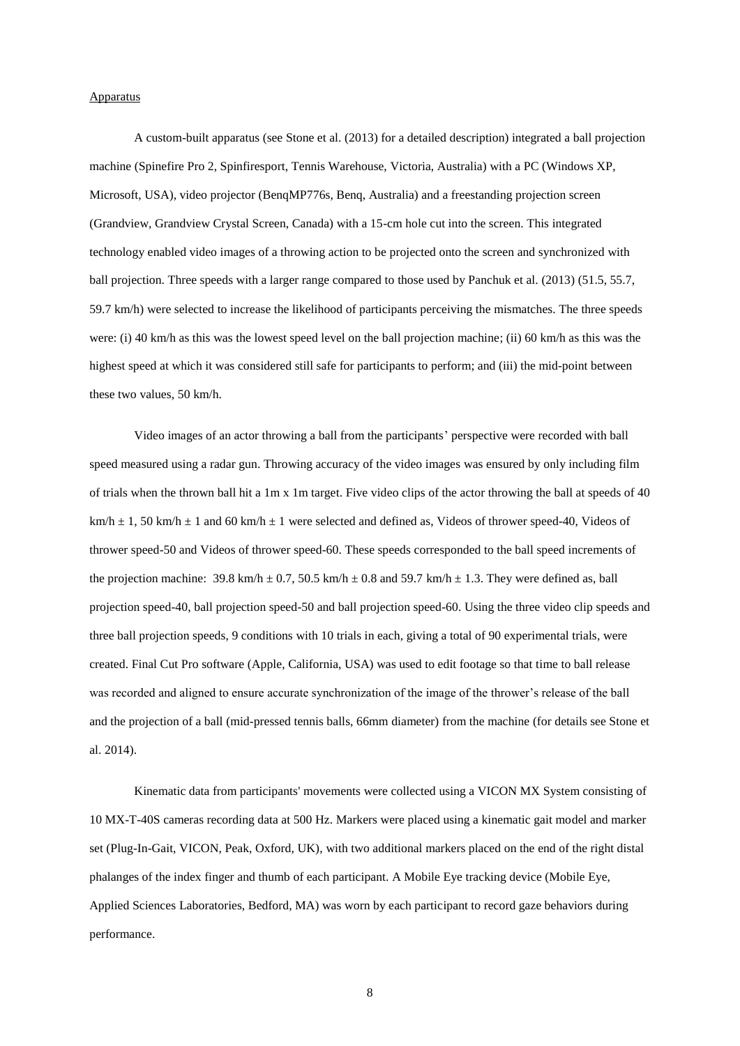Apparatus

A custom-built apparatus (see Stone et al. (2013) for a detailed description) integrated a ball projection machine (Spinefire Pro 2, Spinfiresport, Tennis Warehouse, Victoria, Australia) with a PC (Windows XP, Microsoft, USA), video projector (BenqMP776s, Benq, Australia) and a freestanding projection screen (Grandview, Grandview Crystal Screen, Canada) with a 15-cm hole cut into the screen. This integrated technology enabled video images of a throwing action to be projected onto the screen and synchronized with ball projection. Three speeds with a larger range compared to those used by Panchuk et al. (2013) (51.5, 55.7, 59.7 km/h) were selected to increase the likelihood of participants perceiving the mismatches. The three speeds were: (i) 40 km/h as this was the lowest speed level on the ball projection machine; (ii) 60 km/h as this was the highest speed at which it was considered still safe for participants to perform; and (iii) the mid-point between these two values, 50 km/h.

Video images of an actor throwing a ball from the participants' perspective were recorded with ball speed measured using a radar gun. Throwing accuracy of the video images was ensured by only including film of trials when the thrown ball hit a 1m x 1m target. Five video clips of the actor throwing the ball at speeds of 40 km/h $\pm$ 1, 50 km/h $\pm$ 1 and 60 km/h $\pm$ 1 were selected and defined as, Videos of thrower speed-40, Videos of thrower speed-50 and Videos of thrower speed-60. These speeds corresponded to the ball speed increments of the projection machine: 39.8 km/h $\pm$ 0.7, 50.5 km/h $\pm$ 0.8 and 59.7 km/h $\pm$ 1.3. They were defined as, ball projection speed-40, ball projection speed-50 and ball projection speed-60. Using the three video clip speeds and three ball projection speeds, 9 conditions with 10 trials in each, giving a total of 90 experimental trials, were created. Final Cut Pro software (Apple, California, USA) was used to edit footage so that time to ball release was recorded and aligned to ensure accurate synchronization of the image of the thrower's release of the ball and the projection of a ball (mid-pressed tennis balls, 66mm diameter) from the machine (for details see Stone et al. 2014).

Kinematic data from participants' movements were collected using a VICON MX System consisting of 10 MX-T-40S cameras recording data at 500 Hz. Markers were placed using a kinematic gait model and marker set (Plug-In-Gait, VICON, Peak, Oxford, UK), with two additional markers placed on the end of the right distal phalanges of the index finger and thumb of each participant. A Mobile Eye tracking device (Mobile Eye, Applied Sciences Laboratories, Bedford, MA) was worn by each participant to record gaze behaviors during performance.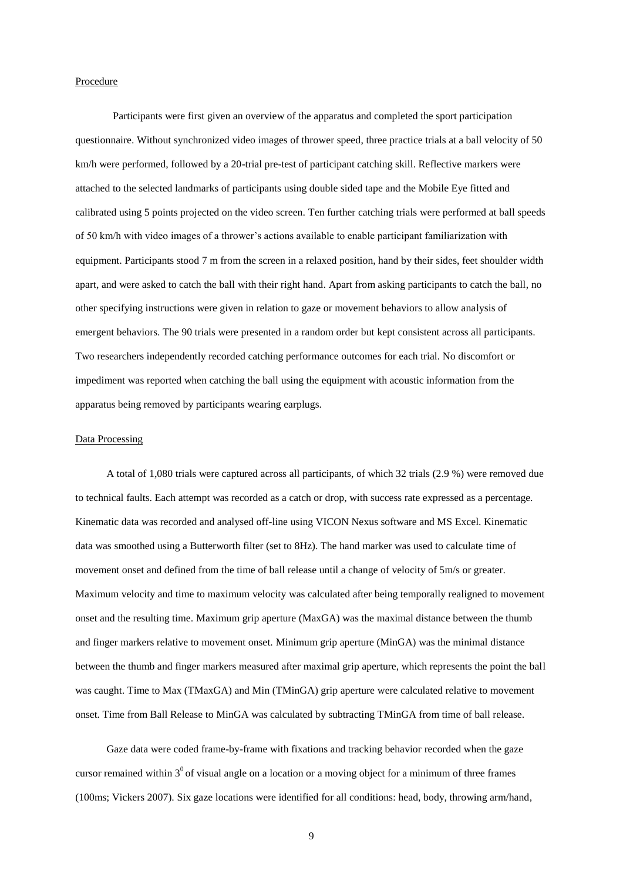Procedure

Participants were first given an overview of the apparatus and completed the sport participation questionnaire. Without synchronized video images of thrower speed, three practice trials at a ball velocity of 50 km/h were performed, followed by a 20-trial pre-test of participant catching skill. Reflective markers were attached to the selected landmarks of participants using double sided tape and the Mobile Eye fitted and calibrated using 5 points projected on the video screen. Ten further catching trials were performed at ball speeds of 50 km/h with video images of a thrower's actions available to enable participant familiarization with equipment. Participants stood 7 m from the screen in a relaxed position, hand by their sides, feet shoulder width apart, and were asked to catch the ball with their right hand. Apart from asking participants to catch the ball, no other specifying instructions were given in relation to gaze or movement behaviors to allow analysis of emergent behaviors. The 90 trials were presented in a random order but kept consistent across all participants. Two researchers independently recorded catching performance outcomes for each trial. No discomfort or impediment was reported when catching the ball using the equipment with acoustic information from the apparatus being removed by participants wearing earplugs.

Data Processing

A total of 1,080 trials were captured across all participants, of which 32 trials (2.9 %) were removed due to technical faults. Each attempt was recorded as a catch or drop, with success rate expressed as a percentage. Kinematic data was recorded and analysed off-line using VICON Nexus software and MS Excel. Kinematic data was smoothed using a Butterworth filter (set to 8Hz). The hand marker was used to calculate time of movement onset and defined from the time of ball release until a change of velocity of 5m/s or greater. Maximum velocity and time to maximum velocity was calculated after being temporally realigned to movement onset and the resulting time. Maximum grip aperture (MaxGA) was the maximal distance between the thumb and finger markers relative to movement onset. Minimum grip aperture (MinGA) was the minimal distance between the thumb and finger markers measured after maximal grip aperture, which represents the point the ball was caught. Time to Max (TMaxGA) and Min (TMinGA) grip aperture were calculated relative to movement onset. Time from Ball Release to MinGA was calculated by subtracting TMinGA from time of ball release.

Gaze data were coded frame-by-frame with fixations and tracking behavior recorded when the gaze cursor remained within $3^0$ of visual angle on a location or a moving object for a minimum of three frames (100ms; Vickers 2007). Six gaze locations were identified for all conditions: head, body, throwing arm/hand,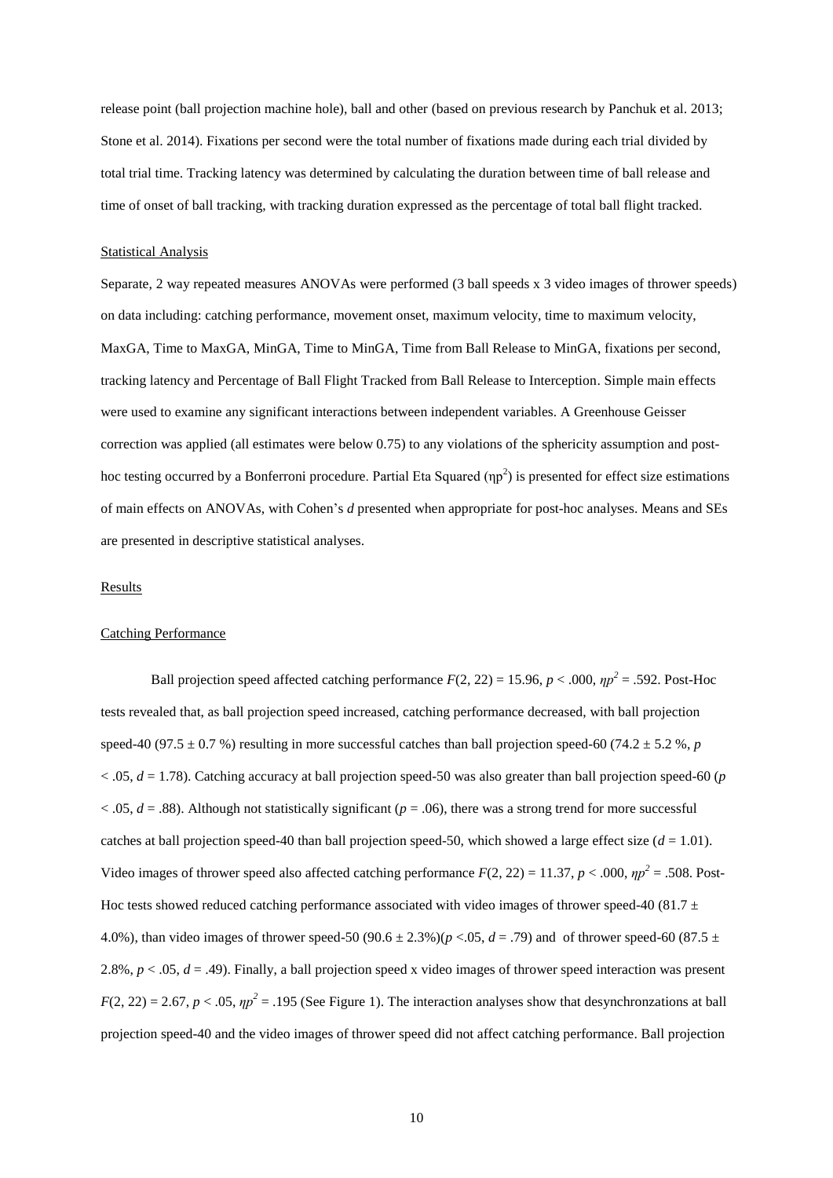release point (ball projection machine hole), ball and other (based on previous research by Panchuk et al. 2013; Stone et al. 2014). Fixations per second were the total number of fixations made during each trial divided by total trial time. Tracking latency was determined by calculating the duration between time of ball release and time of onset of ball tracking, with tracking duration expressed as the percentage of total ball flight tracked.

### Statistical Analysis

Separate, 2 way repeated measures ANOVAs were performed (3 ball speeds x 3 video images of thrower speeds) on data including: catching performance, movement onset, maximum velocity, time to maximum velocity, MaxGA, Time to MaxGA, MinGA, Time to MinGA, Time from Ball Release to MinGA, fixations per second, tracking latency and Percentage of Ball Flight Tracked from Ball Release to Interception. Simple main effects were used to examine any significant interactions between independent variables. A Greenhouse Geisser correction was applied (all estimates were below 0.75) to any violations of the sphericity assumption and post-hoc testing occurred by a Bonferroni procedure. Partial Eta Squared ($\eta p^2$) is presented for effect size estimations of main effects on ANOVAs, with Cohen's *d* presented when appropriate for post-hoc analyses. Means and SEs are presented in descriptive statistical analyses.

## Results

### Catching Performance

Ball projection speed affected catching performance $F(2, 22) = 15.96$, $p < .000$, $\eta p^2 = .592$. Post-Hoc tests revealed that, as ball projection speed increased, catching performance decreased, with ball projection speed-40 (97.5 ± 0.7 %) resulting in more successful catches than ball projection speed-60 (74.2 ± 5.2 %, $p < .05$, $d = 1.78$). Catching accuracy at ball projection speed-50 was also greater than ball projection speed-60 ($p < .05$, $d = .88$). Although not statistically significant ($p = .06$), there was a strong trend for more successful catches at ball projection speed-40 than ball projection speed-50, which showed a large effect size ($d = 1.01$). Video images of thrower speed also affected catching performance $F(2, 22) = 11.37$, $p < .000$, $\eta p^2 = .508$. Post-Hoc tests showed reduced catching performance associated with video images of thrower speed-40 (81.7 ± 4.0%), than video images of thrower speed-50 (90.6 ± 2.3%)($p < .05$, $d = .79$) and of thrower speed-60 (87.5 ± 2.8%, $p < .05$, $d = .49$). Finally, a ball projection speed x video images of thrower speed interaction was present $F(2, 22) = 2.67$, $p < .05$, $\eta p^2 = .195$ (See Figure 1). The interaction analyses show that desynchronzations at ball projection speed-40 and the video images of thrower speed did not affect catching performance. Ball projection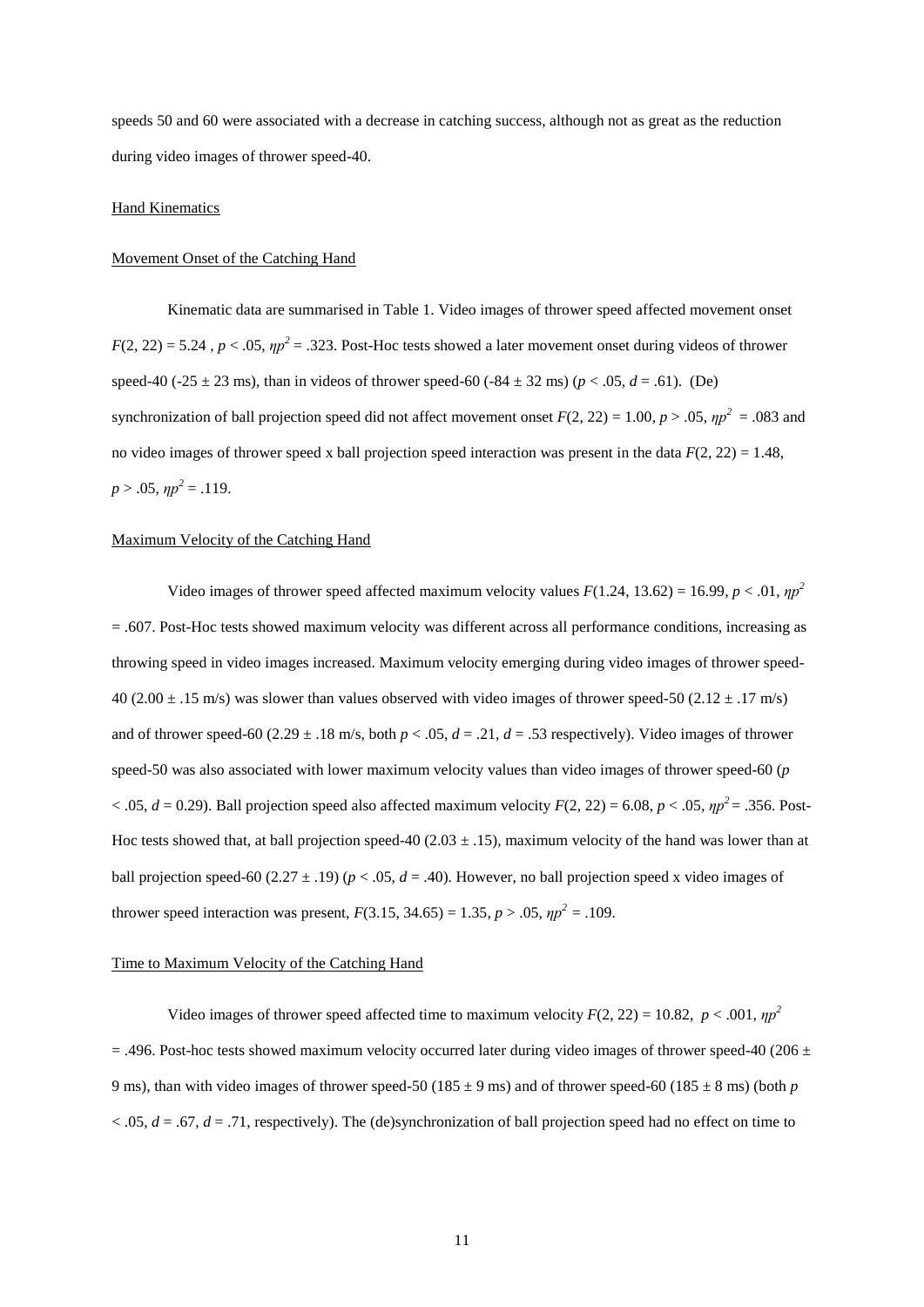speeds 50 and 60 were associated with a decrease in catching success, although not as great as the reduction during video images of thrower speed-40.

## Hand Kinematics

### Movement Onset of the Catching Hand

Kinematic data are summarised in Table 1. Video images of thrower speed affected movement onset $F(2, 22) = 5.24$ , $p < .05$, $\eta p^2 = .323$. Post-Hoc tests showed a later movement onset during videos of thrower speed-40 (-25 ± 23 ms), than in videos of thrower speed-60 (-84 ± 32 ms) ($p < .05$, $d = .61$). (De) synchronization of ball projection speed did not affect movement onset $F(2, 22) = 1.00$, $p > .05$, $\eta p^2 = .083$ and no video images of thrower speed x ball projection speed interaction was present in the data $F(2, 22) = 1.48$, $p > .05$, $\eta p^2 = .119$.

### Maximum Velocity of the Catching Hand

Video images of thrower speed affected maximum velocity values $F(1.24, 13.62) = 16.99$, $p < .01$, $\eta p^2 = .607$. Post-Hoc tests showed maximum velocity was different across all performance conditions, increasing as throwing speed in video images increased. Maximum velocity emerging during video images of thrower speed-40 (2.00 ± .15 m/s) was slower than values observed with video images of thrower speed-50 (2.12 ± .17 m/s) and of thrower speed-60 (2.29 ± .18 m/s, both $p < .05$, $d = .21$, $d = .53$ respectively). Video images of thrower speed-50 was also associated with lower maximum velocity values than video images of thrower speed-60 ($p < .05$, $d = 0.29$). Ball projection speed also affected maximum velocity $F(2, 22) = 6.08$, $p < .05$, $\eta p^2 = .356$. Post-Hoc tests showed that, at ball projection speed-40 (2.03 ± .15), maximum velocity of the hand was lower than at ball projection speed-60 (2.27 ± .19) ($p < .05$, $d = .40$). However, no ball projection speed x video images of thrower speed interaction was present, $F(3.15, 34.65) = 1.35$, $p > .05$, $\eta p^2 = .109$.

### Time to Maximum Velocity of the Catching Hand

Video images of thrower speed affected time to maximum velocity $F(2, 22) = 10.82$, $p < .001$, $\eta p^2 = .496$. Post-hoc tests showed maximum velocity occurred later during video images of thrower speed-40 (206 ± 9 ms), than with video images of thrower speed-50 (185 ± 9 ms) and of thrower speed-60 (185 ± 8 ms) (both $p < .05$, $d = .67$, $d = .71$, respectively). The (de)synchronization of ball projection speed had no effect on time to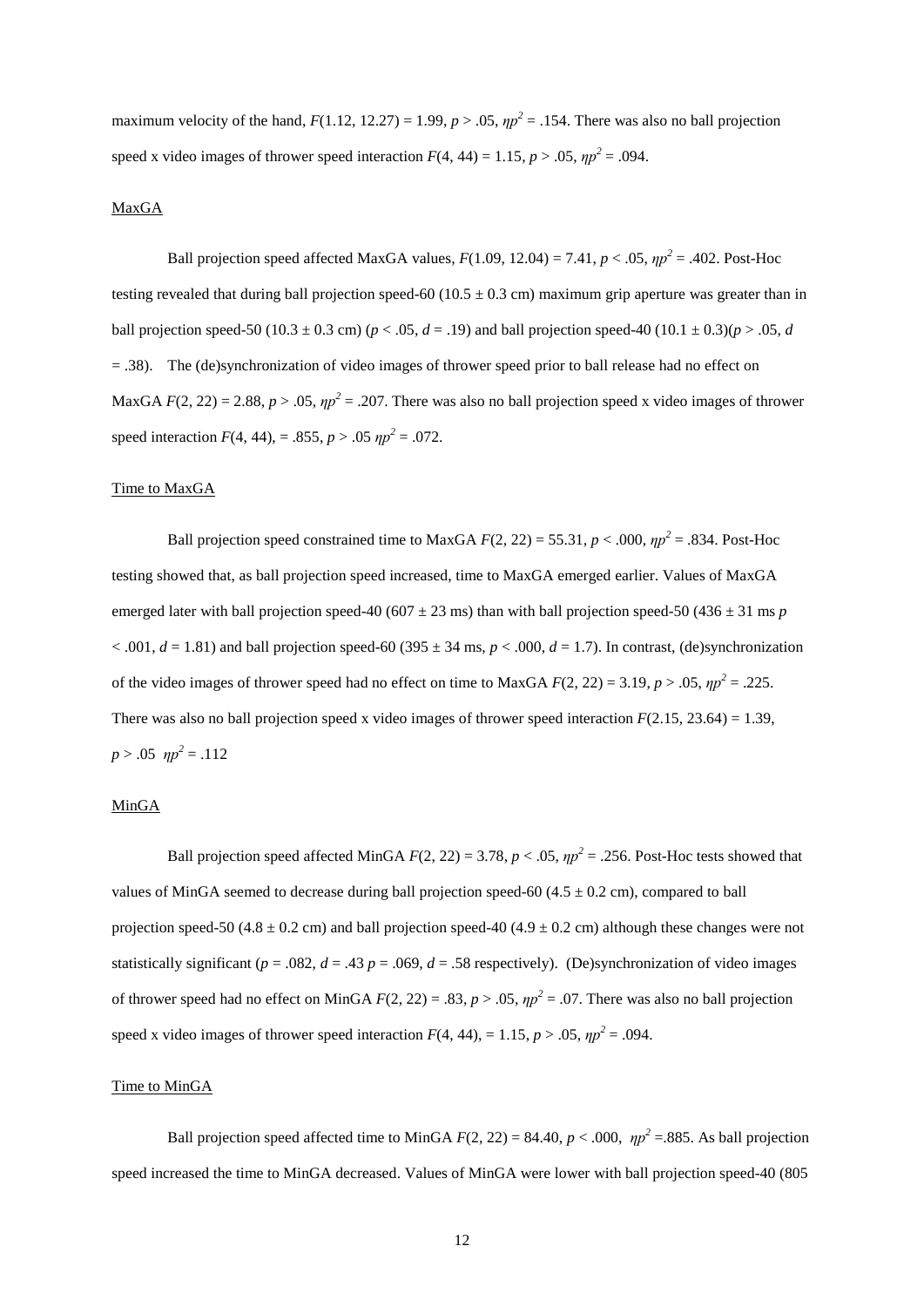maximum velocity of the hand, $F(1.12, 12.27) = 1.99$, $p > .05$, $\eta p^2 = .154$. There was also no ball projection speed x video images of thrower speed interaction $F(4, 44) = 1.15$, $p > .05$, $\eta p^2 = .094$.

MaxGA

Ball projection speed affected MaxGA values, $F(1.09, 12.04) = 7.41$, $p < .05$, $\eta p^2 = .402$. Post-Hoc testing revealed that during ball projection speed-60 (10.5 ± 0.3 cm) maximum grip aperture was greater than in ball projection speed-50 (10.3 ± 0.3 cm) ($p < .05$, $d = .19$) and ball projection speed-40 (10.1 ± 0.3)($p > .05$, $d = .38$). The (de)synchronization of video images of thrower speed prior to ball release had no effect on MaxGA $F(2, 22) = 2.88$, $p > .05$, $\eta p^2 = .207$. There was also no ball projection speed x video images of thrower speed interaction $F(4, 44)$, $= .855$, $p > .05$ $\eta p^2 = .072$.

Time to MaxGA

Ball projection speed constrained time to MaxGA $F(2, 22) = 55.31$, $p < .000$, $\eta p^2 = .834$. Post-Hoc testing showed that, as ball projection speed increased, time to MaxGA emerged earlier. Values of MaxGA emerged later with ball projection speed-40 (607 ± 23 ms) than with ball projection speed-50 (436 ± 31 ms $p < .001$, $d = 1.81$) and ball projection speed-60 (395 ± 34 ms, $p < .000$, $d = 1.7$). In contrast, (de)synchronization of the video images of thrower speed had no effect on time to MaxGA $F(2, 22) = 3.19$, $p > .05$, $\eta p^2 = .225$. There was also no ball projection speed x video images of thrower speed interaction $F(2.15, 23.64) = 1.39$, $p > .05$ $\eta p^2 = .112$

MinGA

Ball projection speed affected MinGA $F(2, 22) = 3.78$, $p < .05$, $\eta p^2 = .256$. Post-Hoc tests showed that values of MinGA seemed to decrease during ball projection speed-60 (4.5 ± 0.2 cm), compared to ball projection speed-50 (4.8 ± 0.2 cm) and ball projection speed-40 (4.9 ± 0.2 cm) although these changes were not statistically significant ($p = .082$, $d = .43$ $p = .069$, $d = .58$ respectively). (De)synchronization of video images of thrower speed had no effect on MinGA $F(2, 22) = .83$, $p > .05$, $\eta p^2 = .07$. There was also no ball projection speed x video images of thrower speed interaction $F(4, 44)$, $= 1.15$, $p > .05$, $\eta p^2 = .094$.

Time to MinGA

Ball projection speed affected time to MinGA $F(2, 22) = 84.40$, $p < .000$, $\eta p^2 = .885$. As ball projection speed increased the time to MinGA decreased. Values of MinGA were lower with ball projection speed-40 (805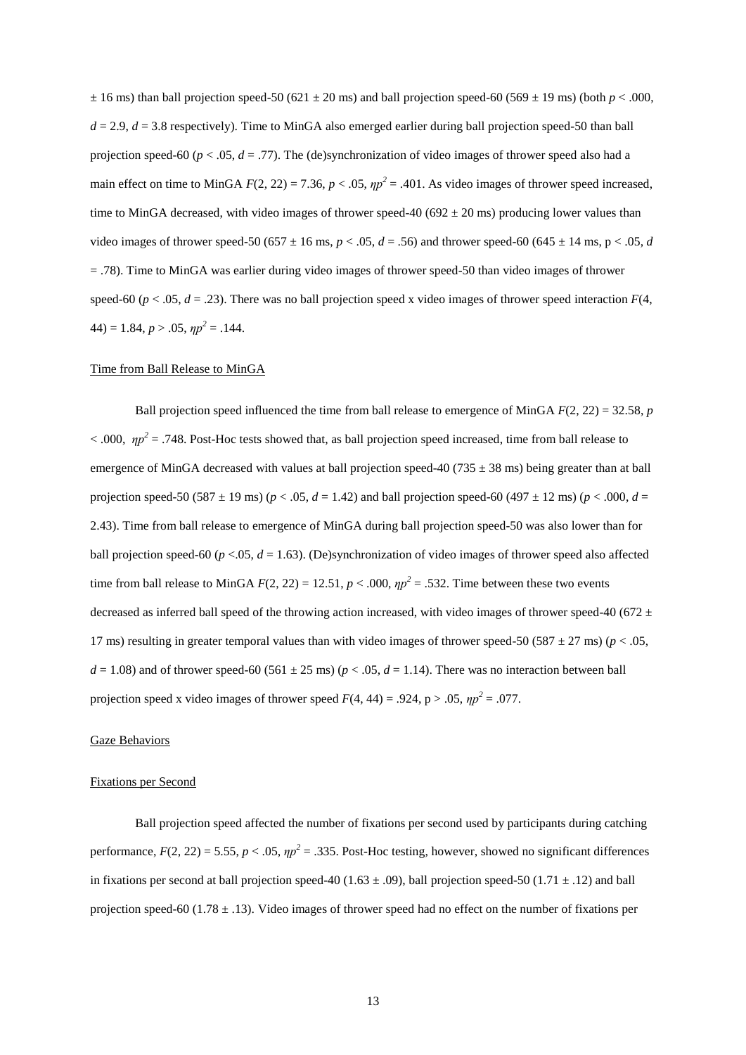$\pm$ 16 ms) than ball projection speed-50 (621 $\pm$ 20 ms) and ball projection speed-60 (569 $\pm$ 19 ms) (both $p < .000$, $d = 2.9$, $d = 3.8$ respectively). Time to MinGA also emerged earlier during ball projection speed-50 than ball projection speed-60 ($p < .05$, $d = .77$). The (de)synchronization of video images of thrower speed also had a main effect on time to MinGA $F(2, 22) = 7.36$, $p < .05$, $\eta p^2 = .401$. As video images of thrower speed increased, time to MinGA decreased, with video images of thrower speed-40 (692 $\pm$ 20 ms) producing lower values than video images of thrower speed-50 (657 $\pm$ 16 ms, $p < .05$, $d = .56$) and thrower speed-60 (645 $\pm$ 14 ms, $p < .05$, $d = .78$). Time to MinGA was earlier during video images of thrower speed-50 than video images of thrower speed-60 ($p < .05$, $d = .23$). There was no ball projection speed x video images of thrower speed interaction $F(4, 44) = 1.84$, $p > .05$, $\eta p^2 = .144$.

Time from Ball Release to MinGA

Ball projection speed influenced the time from ball release to emergence of MinGA $F(2, 22) = 32.58$, $p < .000$, $\eta p^2 = .748$. Post-Hoc tests showed that, as ball projection speed increased, time from ball release to emergence of MinGA decreased with values at ball projection speed-40 (735 $\pm$ 38 ms) being greater than at ball projection speed-50 (587 $\pm$ 19 ms) ($p < .05$, $d = 1.42$) and ball projection speed-60 (497 $\pm$ 12 ms) ($p < .000$, $d = 2.43$). Time from ball release to emergence of MinGA during ball projection speed-50 was also lower than for ball projection speed-60 ($p < .05$, $d = 1.63$). (De)synchronization of video images of thrower speed also affected time from ball release to MinGA $F(2, 22) = 12.51$, $p < .000$, $\eta p^2 = .532$. Time between these two events decreased as inferred ball speed of the throwing action increased, with video images of thrower speed-40 (672 $\pm$ 17 ms) resulting in greater temporal values than with video images of thrower speed-50 (587 $\pm$ 27 ms) ($p < .05$, $d = 1.08$) and of thrower speed-60 (561 $\pm$ 25 ms) ($p < .05$, $d = 1.14$). There was no interaction between ball projection speed x video images of thrower speed $F(4, 44) = .924$, $p > .05$, $\eta p^2 = .077$.

Gaze Behaviors

Fixations per Second

Ball projection speed affected the number of fixations per second used by participants during catching performance, $F(2, 22) = 5.55$, $p < .05$, $\eta p^2 = .335$. Post-Hoc testing, however, showed no significant differences in fixations per second at ball projection speed-40 (1.63 $\pm$ .09), ball projection speed-50 (1.71 $\pm$ .12) and ball projection speed-60 (1.78 $\pm$ .13). Video images of thrower speed had no effect on the number of fixations per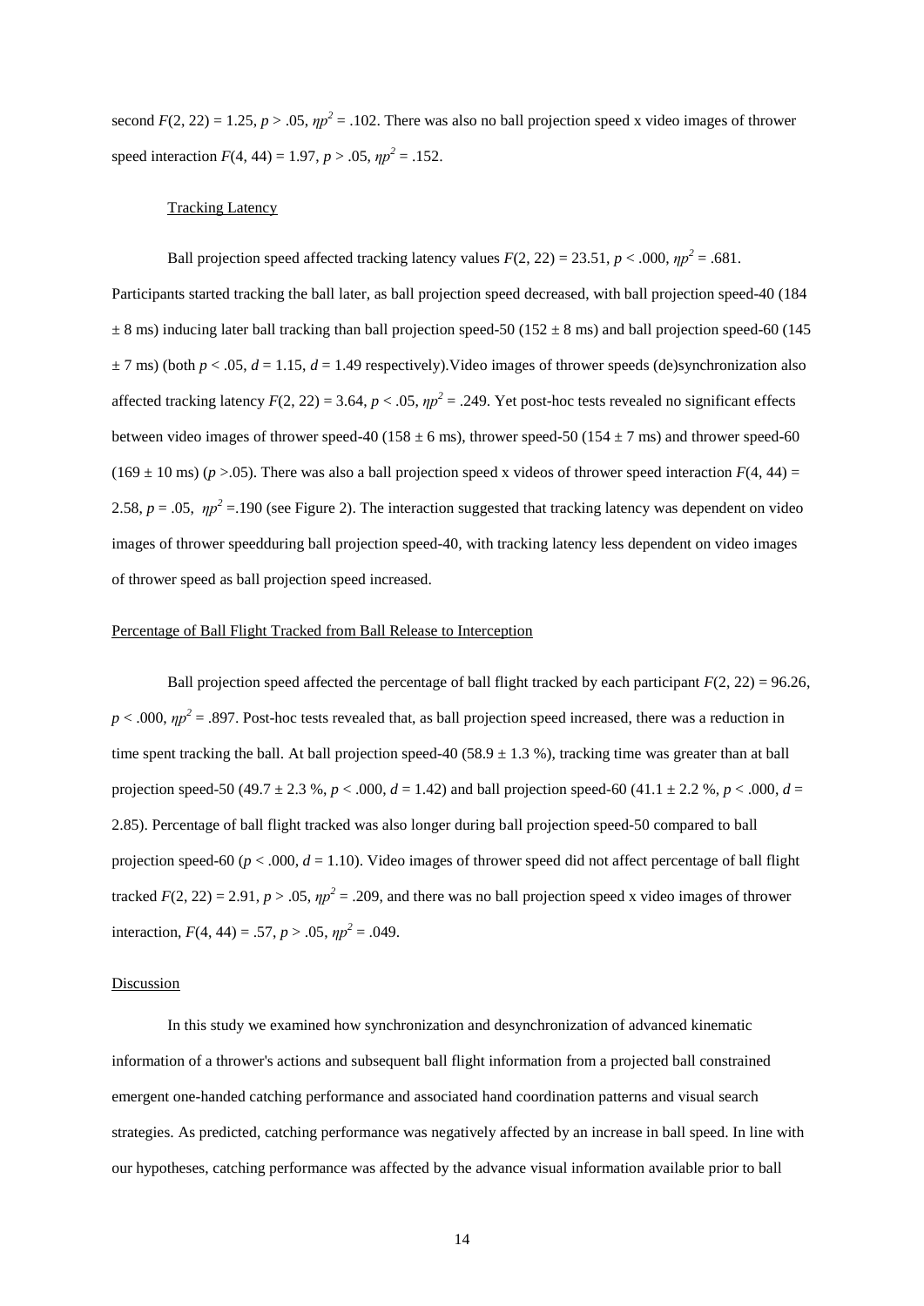second $F(2, 22) = 1.25$, $p > .05$, $\eta p^2 = .102$. There was also no ball projection speed x video images of thrower speed interaction $F(4, 44) = 1.97$, $p > .05$, $\eta p^2 = .152$.

Tracking Latency

Ball projection speed affected tracking latency values $F(2, 22) = 23.51$, $p < .000$, $\eta p^2 = .681$. Participants started tracking the ball later, as ball projection speed decreased, with ball projection speed-40 (184 ± 8 ms) inducing later ball tracking than ball projection speed-50 (152 ± 8 ms) and ball projection speed-60 (145 ± 7 ms) (both $p < .05$, $d = 1.15$, $d = 1.49$ respectively).Video images of thrower speeds (de)synchronization also affected tracking latency $F(2, 22) = 3.64$, $p < .05$, $\eta p^2 = .249$. Yet post-hoc tests revealed no significant effects between video images of thrower speed-40 (158 ± 6 ms), thrower speed-50 (154 ± 7 ms) and thrower speed-60 (169 ± 10 ms) ($p > .05$). There was also a ball projection speed x videos of thrower speed interaction $F(4, 44) = 2.58$, $p = .05$, $\eta p^2 = .190$ (see Figure 2). The interaction suggested that tracking latency was dependent on video images of thrower speedduring ball projection speed-40, with tracking latency less dependent on video images of thrower speed as ball projection speed increased.

Percentage of Ball Flight Tracked from Ball Release to Interception

Ball projection speed affected the percentage of ball flight tracked by each participant $F(2, 22) = 96.26$, $p < .000$, $\eta p^2 = .897$. Post-hoc tests revealed that, as ball projection speed increased, there was a reduction in time spent tracking the ball. At ball projection speed-40 (58.9 ± 1.3 %), tracking time was greater than at ball projection speed-50 (49.7 ± 2.3 %, $p < .000$, $d = 1.42$) and ball projection speed-60 (41.1 ± 2.2 %, $p < .000$, $d = 2.85$). Percentage of ball flight tracked was also longer during ball projection speed-50 compared to ball projection speed-60 ($p < .000$, $d = 1.10$). Video images of thrower speed did not affect percentage of ball flight tracked $F(2, 22) = 2.91$, $p > .05$, $\eta p^2 = .209$, and there was no ball projection speed x video images of thrower interaction, $F(4, 44) = .57$, $p > .05$, $\eta p^2 = .049$.

Discussion

In this study we examined how synchronization and desynchronization of advanced kinematic information of a thrower's actions and subsequent ball flight information from a projected ball constrained emergent one-handed catching performance and associated hand coordination patterns and visual search strategies. As predicted, catching performance was negatively affected by an increase in ball speed. In line with our hypotheses, catching performance was affected by the advance visual information available prior to ball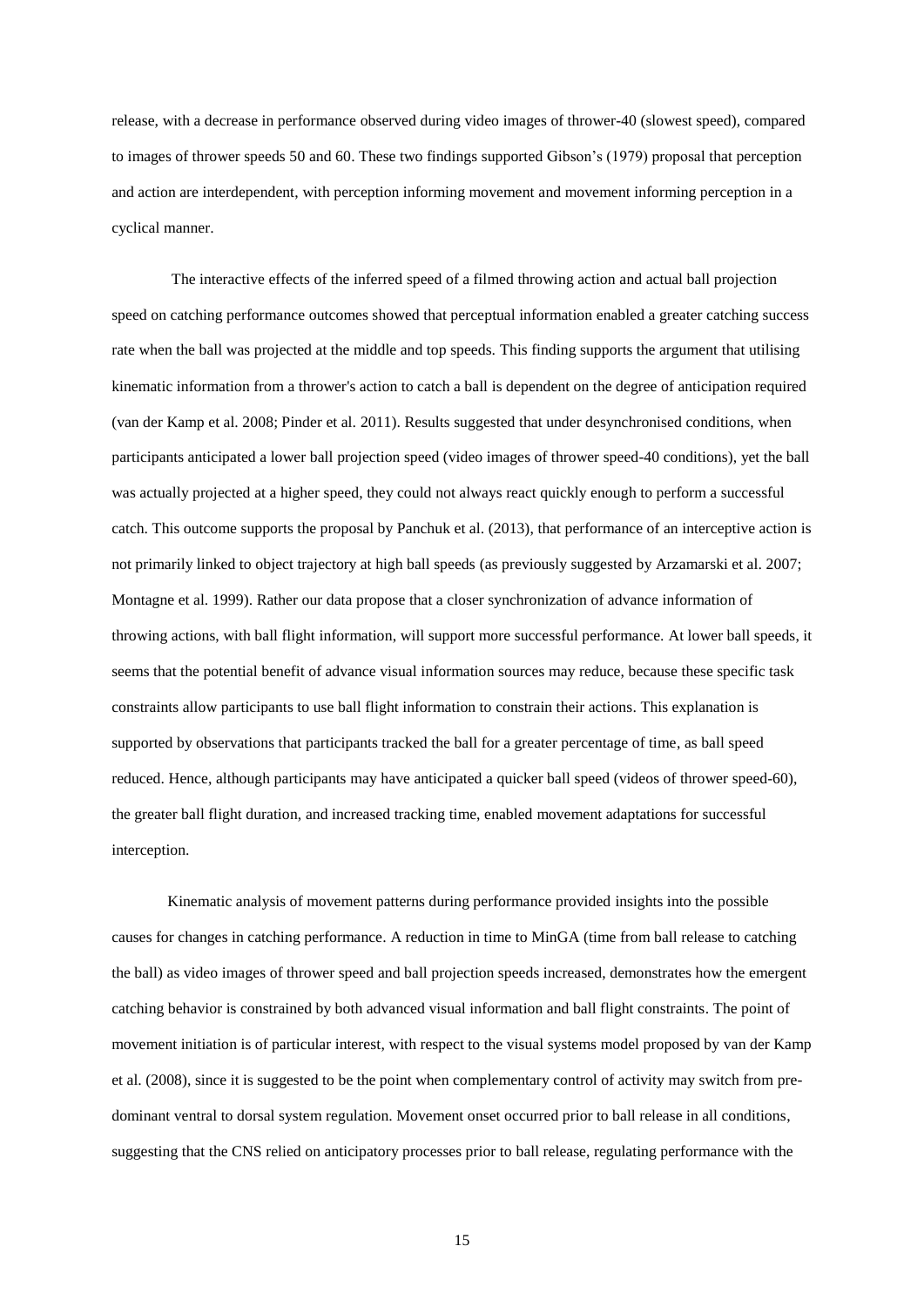release, with a decrease in performance observed during video images of thrower-40 (slowest speed), compared to images of thrower speeds 50 and 60. These two findings supported Gibson's (1979) proposal that perception and action are interdependent, with perception informing movement and movement informing perception in a cyclical manner.

The interactive effects of the inferred speed of a filmed throwing action and actual ball projection speed on catching performance outcomes showed that perceptual information enabled a greater catching success rate when the ball was projected at the middle and top speeds. This finding supports the argument that utilising kinematic information from a thrower's action to catch a ball is dependent on the degree of anticipation required (van der Kamp et al. 2008; Pinder et al. 2011). Results suggested that under desynchronised conditions, when participants anticipated a lower ball projection speed (video images of thrower speed-40 conditions), yet the ball was actually projected at a higher speed, they could not always react quickly enough to perform a successful catch. This outcome supports the proposal by Panchuk et al. (2013), that performance of an interceptive action is not primarily linked to object trajectory at high ball speeds (as previously suggested by Arzamarski et al. 2007; Montagne et al. 1999). Rather our data propose that a closer synchronization of advance information of throwing actions, with ball flight information, will support more successful performance. At lower ball speeds, it seems that the potential benefit of advance visual information sources may reduce, because these specific task constraints allow participants to use ball flight information to constrain their actions. This explanation is supported by observations that participants tracked the ball for a greater percentage of time, as ball speed reduced. Hence, although participants may have anticipated a quicker ball speed (videos of thrower speed-60), the greater ball flight duration, and increased tracking time, enabled movement adaptations for successful interception.

Kinematic analysis of movement patterns during performance provided insights into the possible causes for changes in catching performance. A reduction in time to MinGA (time from ball release to catching the ball) as video images of thrower speed and ball projection speeds increased, demonstrates how the emergent catching behavior is constrained by both advanced visual information and ball flight constraints. The point of movement initiation is of particular interest, with respect to the visual systems model proposed by van der Kamp et al. (2008), since it is suggested to be the point when complementary control of activity may switch from pre-dominant ventral to dorsal system regulation. Movement onset occurred prior to ball release in all conditions, suggesting that the CNS relied on anticipatory processes prior to ball release, regulating performance with the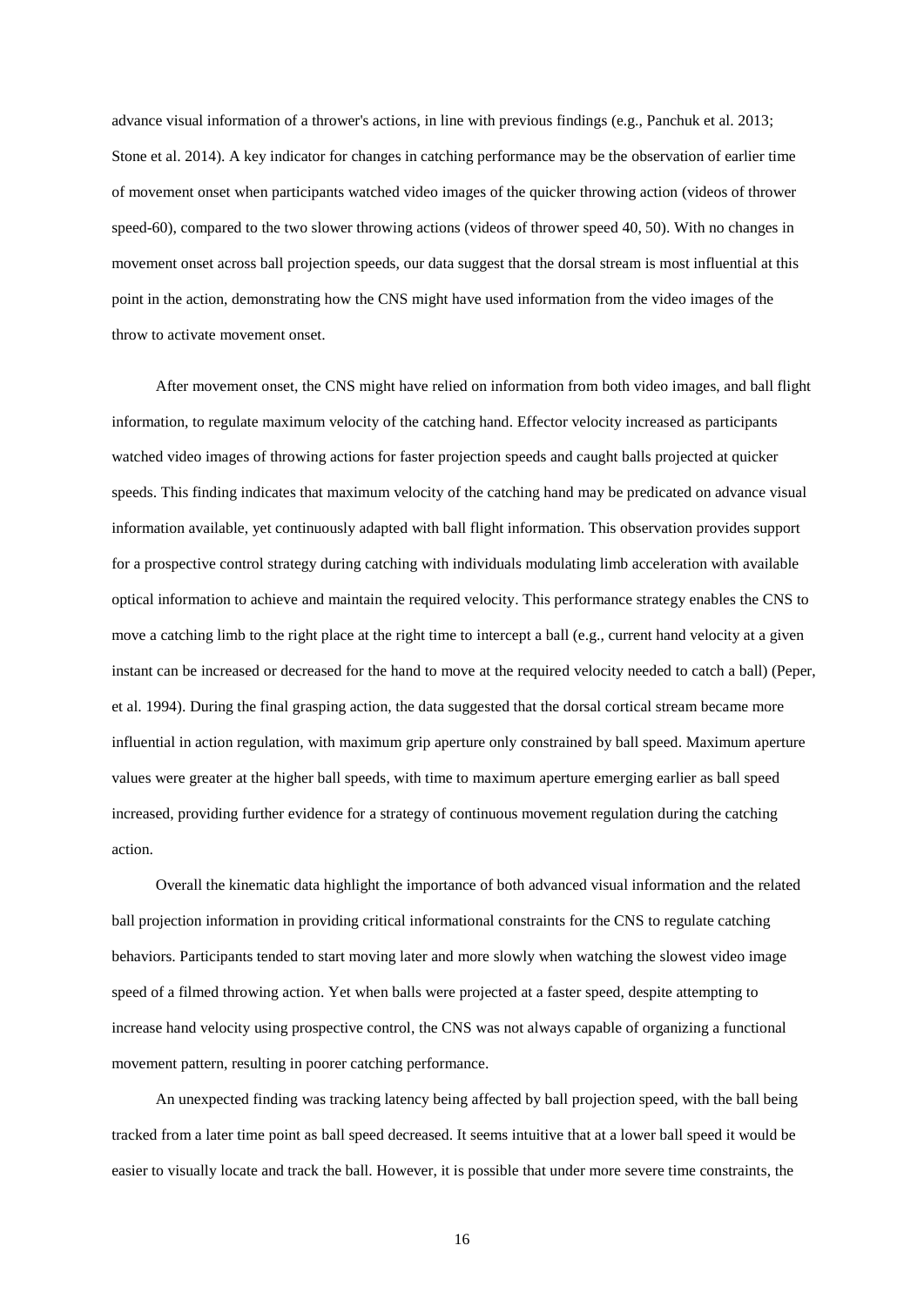advance visual information of a thrower's actions, in line with previous findings (e.g., Panchuk et al. 2013; Stone et al. 2014). A key indicator for changes in catching performance may be the observation of earlier time of movement onset when participants watched video images of the quicker throwing action (videos of thrower speed-60), compared to the two slower throwing actions (videos of thrower speed 40, 50). With no changes in movement onset across ball projection speeds, our data suggest that the dorsal stream is most influential at this point in the action, demonstrating how the CNS might have used information from the video images of the throw to activate movement onset.

After movement onset, the CNS might have relied on information from both video images, and ball flight information, to regulate maximum velocity of the catching hand. Effector velocity increased as participants watched video images of throwing actions for faster projection speeds and caught balls projected at quicker speeds. This finding indicates that maximum velocity of the catching hand may be predicated on advance visual information available, yet continuously adapted with ball flight information. This observation provides support for a prospective control strategy during catching with individuals modulating limb acceleration with available optical information to achieve and maintain the required velocity. This performance strategy enables the CNS to move a catching limb to the right place at the right time to intercept a ball (e.g., current hand velocity at a given instant can be increased or decreased for the hand to move at the required velocity needed to catch a ball) (Peper, et al. 1994). During the final grasping action, the data suggested that the dorsal cortical stream became more influential in action regulation, with maximum grip aperture only constrained by ball speed. Maximum aperture values were greater at the higher ball speeds, with time to maximum aperture emerging earlier as ball speed increased, providing further evidence for a strategy of continuous movement regulation during the catching action.

Overall the kinematic data highlight the importance of both advanced visual information and the related ball projection information in providing critical informational constraints for the CNS to regulate catching behaviors. Participants tended to start moving later and more slowly when watching the slowest video image speed of a filmed throwing action. Yet when balls were projected at a faster speed, despite attempting to increase hand velocity using prospective control, the CNS was not always capable of organizing a functional movement pattern, resulting in poorer catching performance.

An unexpected finding was tracking latency being affected by ball projection speed, with the ball being tracked from a later time point as ball speed decreased. It seems intuitive that at a lower ball speed it would be easier to visually locate and track the ball. However, it is possible that under more severe time constraints, the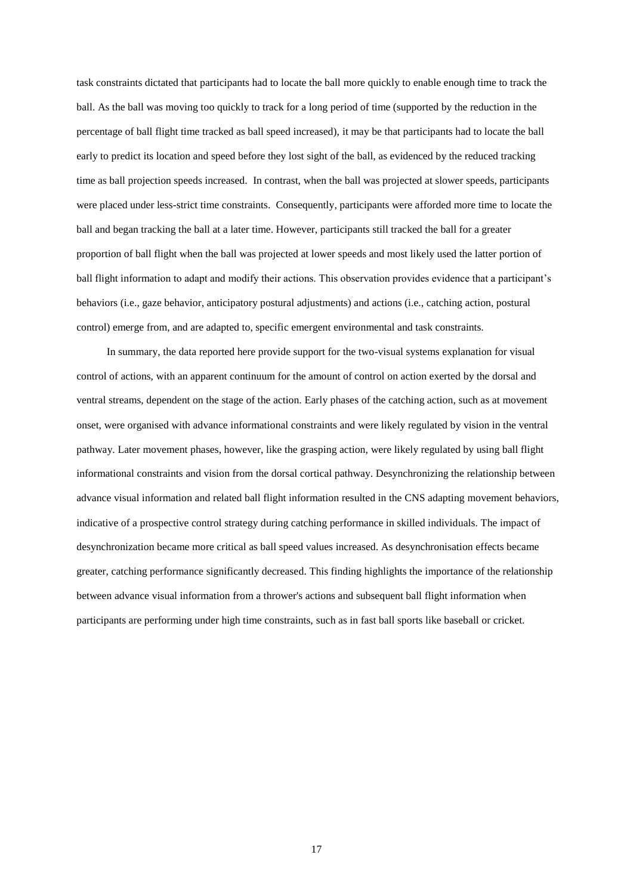task constraints dictated that participants had to locate the ball more quickly to enable enough time to track the ball. As the ball was moving too quickly to track for a long period of time (supported by the reduction in the percentage of ball flight time tracked as ball speed increased), it may be that participants had to locate the ball early to predict its location and speed before they lost sight of the ball, as evidenced by the reduced tracking time as ball projection speeds increased. In contrast, when the ball was projected at slower speeds, participants were placed under less-strict time constraints. Consequently, participants were afforded more time to locate the ball and began tracking the ball at a later time. However, participants still tracked the ball for a greater proportion of ball flight when the ball was projected at lower speeds and most likely used the latter portion of ball flight information to adapt and modify their actions. This observation provides evidence that a participant's behaviors (i.e., gaze behavior, anticipatory postural adjustments) and actions (i.e., catching action, postural control) emerge from, and are adapted to, specific emergent environmental and task constraints.

In summary, the data reported here provide support for the two-visual systems explanation for visual control of actions, with an apparent continuum for the amount of control on action exerted by the dorsal and ventral streams, dependent on the stage of the action. Early phases of the catching action, such as at movement onset, were organised with advance informational constraints and were likely regulated by vision in the ventral pathway. Later movement phases, however, like the grasping action, were likely regulated by using ball flight informational constraints and vision from the dorsal cortical pathway. Desynchronizing the relationship between advance visual information and related ball flight information resulted in the CNS adapting movement behaviors, indicative of a prospective control strategy during catching performance in skilled individuals. The impact of desynchronization became more critical as ball speed values increased. As desynchronisation effects became greater, catching performance significantly decreased. This finding highlights the importance of the relationship between advance visual information from a thrower's actions and subsequent ball flight information when participants are performing under high time constraints, such as in fast ball sports like baseball or cricket.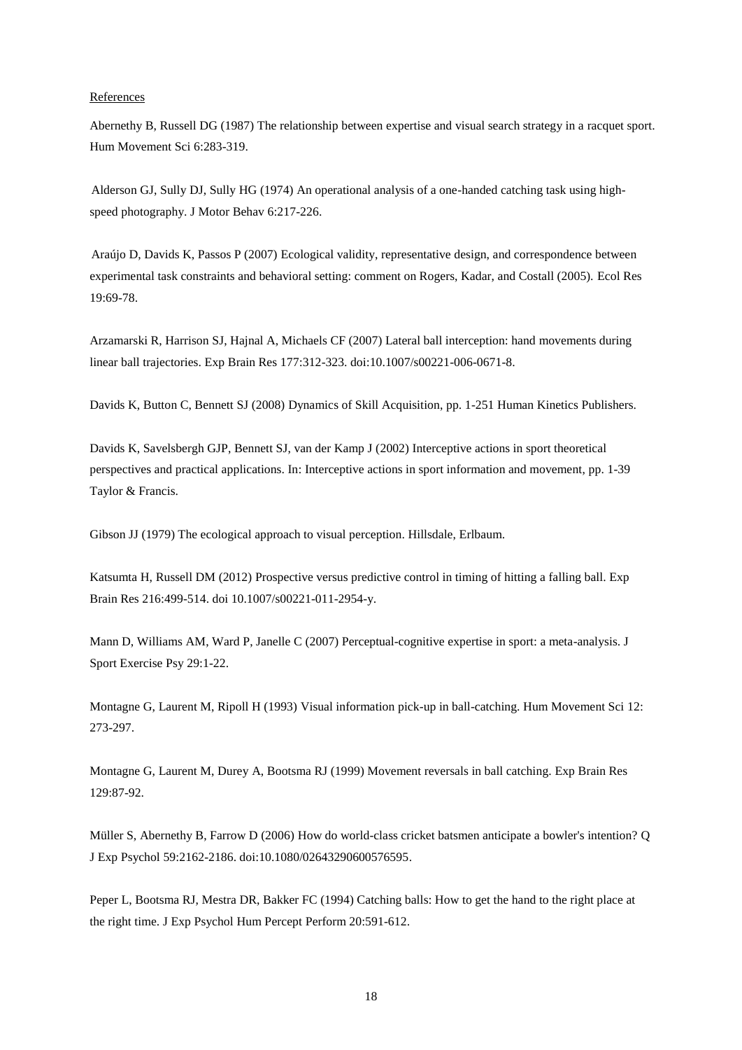References

Abernethy B, Russell DG (1987) The relationship between expertise and visual search strategy in a racquet sport. Hum Movement Sci 6:283-319.

Alderson GJ, Sully DJ, Sully HG (1974) An operational analysis of a one-handed catching task using high-speed photography. J Motor Behav 6:217-226.

Araújo D, Davids K, Passos P (2007) Ecological validity, representative design, and correspondence between experimental task constraints and behavioral setting: comment on Rogers, Kadar, and Costall (2005). Ecol Res 19:69-78.

Arzamarski R, Harrison SJ, Hajnal A, Michaels CF (2007) Lateral ball interception: hand movements during linear ball trajectories. Exp Brain Res 177:312-323. doi:10.1007/s00221-006-0671-8.

Davids K, Button C, Bennett SJ (2008) Dynamics of Skill Acquisition, pp. 1-251 Human Kinetics Publishers.

Davids K, Savelsbergh GJP, Bennett SJ, van der Kamp J (2002) Interceptive actions in sport theoretical perspectives and practical applications. In: Interceptive actions in sport information and movement, pp. 1-39 Taylor & Francis.

Gibson JJ (1979) The ecological approach to visual perception. Hillsdale, Erlbaum.

Katsumta H, Russell DM (2012) Prospective versus predictive control in timing of hitting a falling ball. Exp Brain Res 216:499-514. doi 10.1007/s00221-011-2954-y.

Mann D, Williams AM, Ward P, Janelle C (2007) Perceptual-cognitive expertise in sport: a meta-analysis. J Sport Exercise Psy 29:1-22.

Montagne G, Laurent M, Ripoll H (1993) Visual information pick-up in ball-catching. Hum Movement Sci 12: 273-297.

Montagne G, Laurent M, Durey A, Bootsma RJ (1999) Movement reversals in ball catching. Exp Brain Res 129:87-92.

Müller S, Abernethy B, Farrow D (2006) How do world-class cricket batsmen anticipate a bowler's intention? Q J Exp Psychol 59:2162-2186. doi:10.1080/02643290600576595.

Peper L, Bootsma RJ, Mestra DR, Bakker FC (1994) Catching balls: How to get the hand to the right place at the right time. J Exp Psychol Hum Percept Perform 20:591-612.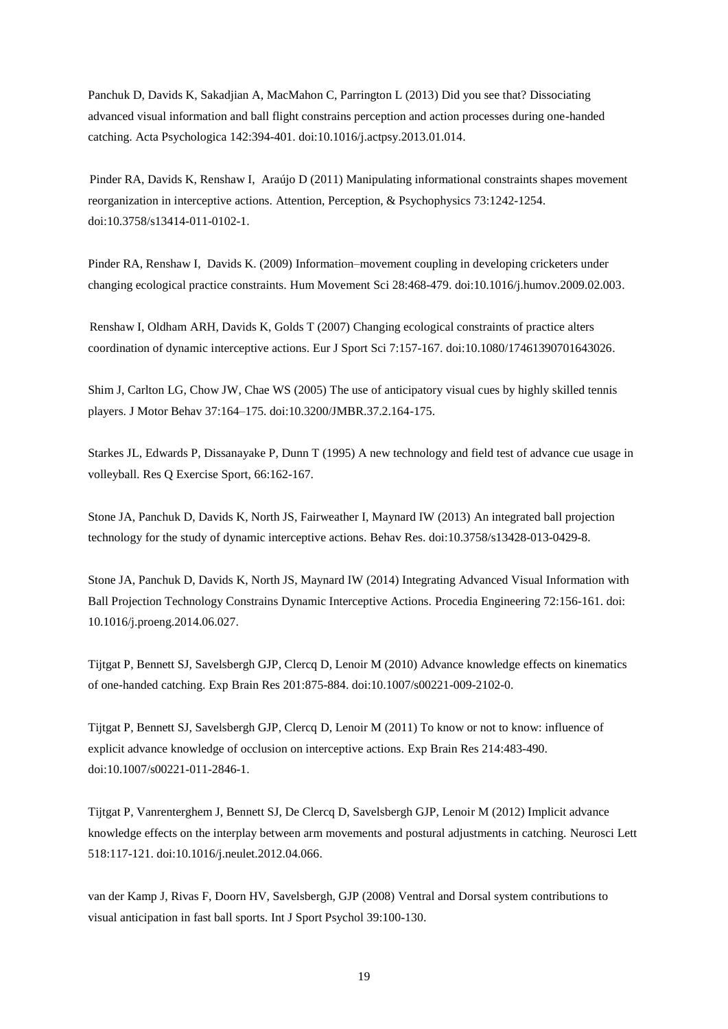Panchuk D, Davids K, Sakadjian A, MacMahon C, Parrington L (2013) Did you see that? Dissociating advanced visual information and ball flight constrains perception and action processes during one-handed catching. Acta Psychologica 142:394-401. doi:10.1016/j.actpsy.2013.01.014.

Pinder RA, Davids K, Renshaw I, Araújo D (2011) Manipulating informational constraints shapes movement reorganization in interceptive actions. Attention, Perception, & Psychophysics 73:1242-1254. doi:10.3758/s13414-011-0102-1.

Pinder RA, Renshaw I, Davids K. (2009) Information–movement coupling in developing cricketers under changing ecological practice constraints. Hum Movement Sci 28:468-479. doi:10.1016/j.humov.2009.02.003.

Renshaw I, Oldham ARH, Davids K, Golds T (2007) Changing ecological constraints of practice alters coordination of dynamic interceptive actions. Eur J Sport Sci 7:157-167. doi:10.1080/17461390701643026.

Shim J, Carlton LG, Chow JW, Chae WS (2005) The use of anticipatory visual cues by highly skilled tennis players. J Motor Behav 37:164–175. doi:10.3200/JMBR.37.2.164-175.

Starkes JL, Edwards P, Dissanayake P, Dunn T (1995) A new technology and field test of advance cue usage in volleyball. Res Q Exercise Sport, 66:162-167.

Stone JA, Panchuk D, Davids K, North JS, Fairweather I, Maynard IW (2013) An integrated ball projection technology for the study of dynamic interceptive actions. Behav Res. doi:10.3758/s13428-013-0429-8.

Stone JA, Panchuk D, Davids K, North JS, Maynard IW (2014) Integrating Advanced Visual Information with Ball Projection Technology Constrains Dynamic Interceptive Actions. Procedia Engineering 72:156-161. doi: 10.1016/j.proeng.2014.06.027.

Tijtgat P, Bennett SJ, Savelsbergh GJP, Clercq D, Lenoir M (2010) Advance knowledge effects on kinematics of one-handed catching. Exp Brain Res 201:875-884. doi:10.1007/s00221-009-2102-0.

Tijtgat P, Bennett SJ, Savelsbergh GJP, Clercq D, Lenoir M (2011) To know or not to know: influence of explicit advance knowledge of occlusion on interceptive actions. Exp Brain Res 214:483-490. doi:10.1007/s00221-011-2846-1.

Tijtgat P, Vanrenterghem J, Bennett SJ, De Clercq D, Savelsbergh GJP, Lenoir M (2012) Implicit advance knowledge effects on the interplay between arm movements and postural adjustments in catching. Neurosci Lett 518:117-121. doi:10.1016/j.neulet.2012.04.066.

van der Kamp J, Rivas F, Doorn HV, Savelsbergh, GJP (2008) Ventral and Dorsal system contributions to visual anticipation in fast ball sports. Int J Sport Psychol 39:100-130.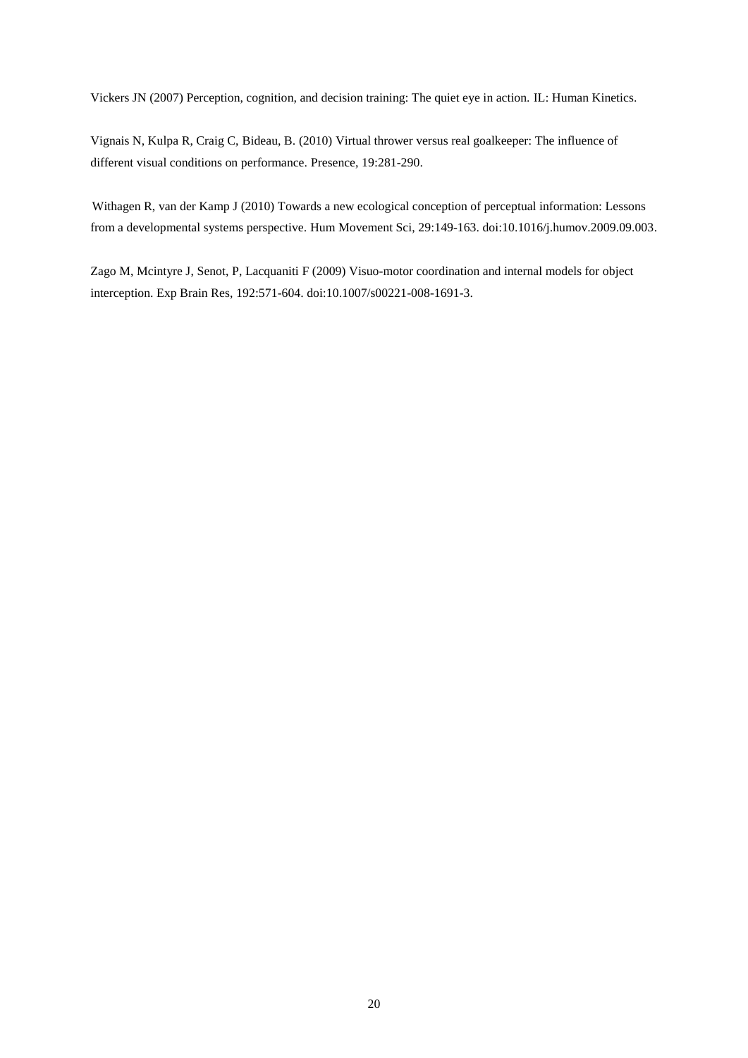Vickers JN (2007) Perception, cognition, and decision training: The quiet eye in action. IL: Human Kinetics.

Vignais N, Kulpa R, Craig C, Bideau, B. (2010) Virtual thrower versus real goalkeeper: The influence of different visual conditions on performance. Presence, 19:281-290.

Withagen R, van der Kamp J (2010) Towards a new ecological conception of perceptual information: Lessons from a developmental systems perspective. Hum Movement Sci, 29:149-163. doi:10.1016/j.humov.2009.09.003.

Zago M, Mcintyre J, Senot, P, Lacquaniti F (2009) Visuo-motor coordination and internal models for object interception. Exp Brain Res, 192:571-604. doi:10.1007/s00221-008-1691-3.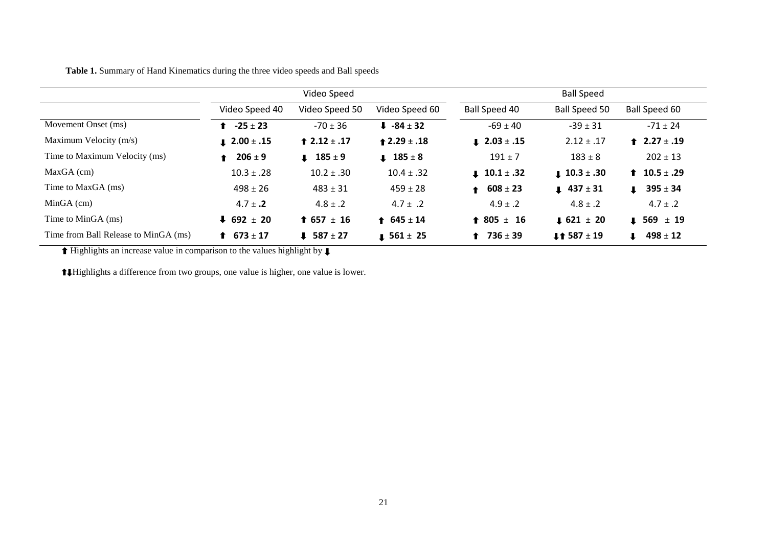**Table 1.** Summary of Hand Kinematics during the three video speeds and Ball speeds

| | Video Speed | | | Ball Speed | | |
|---|---|---|---|---|---|---|
| | Video Speed 40 | Video Speed 50 | Video Speed 60 | Ball Speed 40 | Ball Speed 50 | Ball Speed 60 |
| Movement Onset (ms) | ⬆ **-25 ± 23** | -70 ± 36 | ⬇ **-84 ± 32** | -69 ± 40 | -39 ± 31 | -71 ± 24 |
| Maximum Velocity (m/s) | ⬇ **2.00 ± .15** | ⬆ **2.12 ± .17** | ⬆ **2.29 ± .18** | ⬇ **2.03 ± .15** | 2.12 ± .17 | ⬆ **2.27 ± .19** |
| Time to Maximum Velocity (ms) | ⬆ **206 ± 9** | ⬇ **185 ± 9** | ⬇ **185 ± 8** | 191 ± 7 | 183 ± 8 | 202 ± 13 |
| MaxGA (cm) | 10.3 ± .28 | 10.2 ± .30 | 10.4 ± .32 | ⬇ **10.1 ± .32** | ⬇ **10.3 ± .30** | ⬆ **10.5 ± .29** |
| Time to MaxGA (ms) | 498 ± 26 | 483 ± 31 | 459 ± 28 | ⬆ **608 ± 23** | ⬇ **437 ± 31** | ⬇ **395 ± 34** |
| MinGA (cm) | 4.7 ± **.2** | 4.8 ± .2 | 4.7 ± .2 | 4.9 ± .2 | 4.8 ± .2 | 4.7 ± .2 |
| Time to MinGA (ms) | ⬇ **692 ± 20** | ⬆ **657 ± 16** | ⬆ **645 ± 14** | ⬆ **805 ± 16** | ⬇ **621 ± 20** | ⬇ **569 ± 19** |
| Time from Ball Release to MinGA (ms) | ⬆ **673 ± 17** | ⬇ **587 ± 27** | ⬇ **561 ± 25** | ⬆ **736 ± 39** | ⬇⬆ **587 ± 19** | ⬇ **498 ± 12** |

⬆ Highlights an increase value in comparison to the values highlight by ⬇

⬆⬇Highlights a difference from two groups, one value is higher, one value is lower.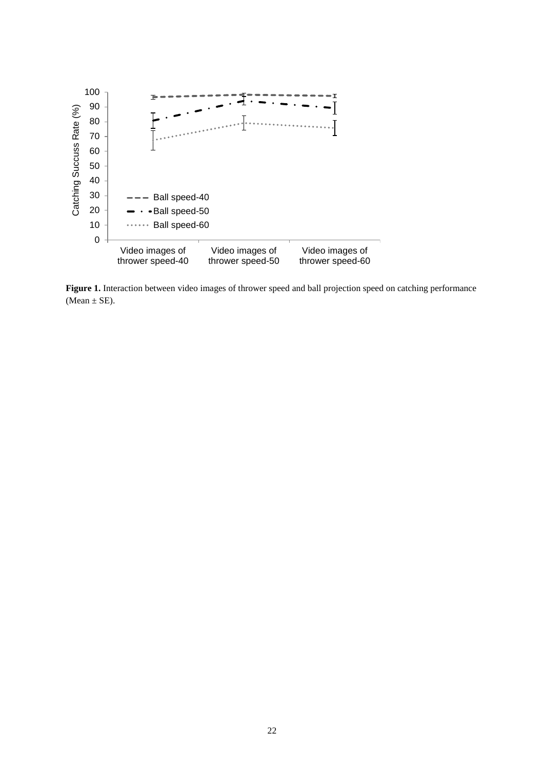**Figure 1.** Interaction between video images of thrower speed and ball projection speed on catching performance (Mean ± SE).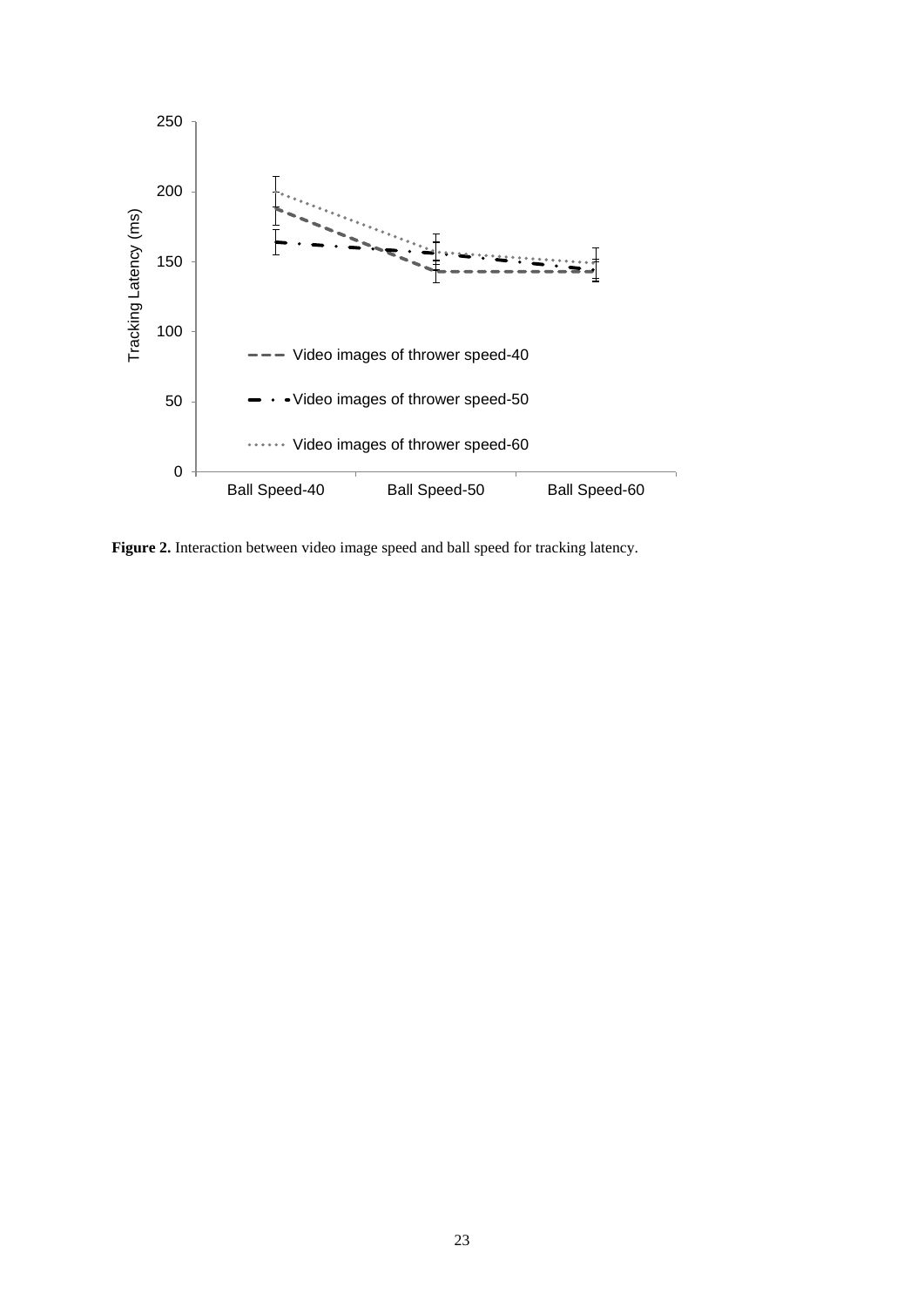250

200

150

100

50

0

Tracking Latency (ms)

Video images of thrower speed-40

Video images of thrower speed-50

Video images of thrower speed-60

Ball Speed-40

Ball Speed-50

Ball Speed-60

**Figure 2.** Interaction between video image speed and ball speed for tracking latency.